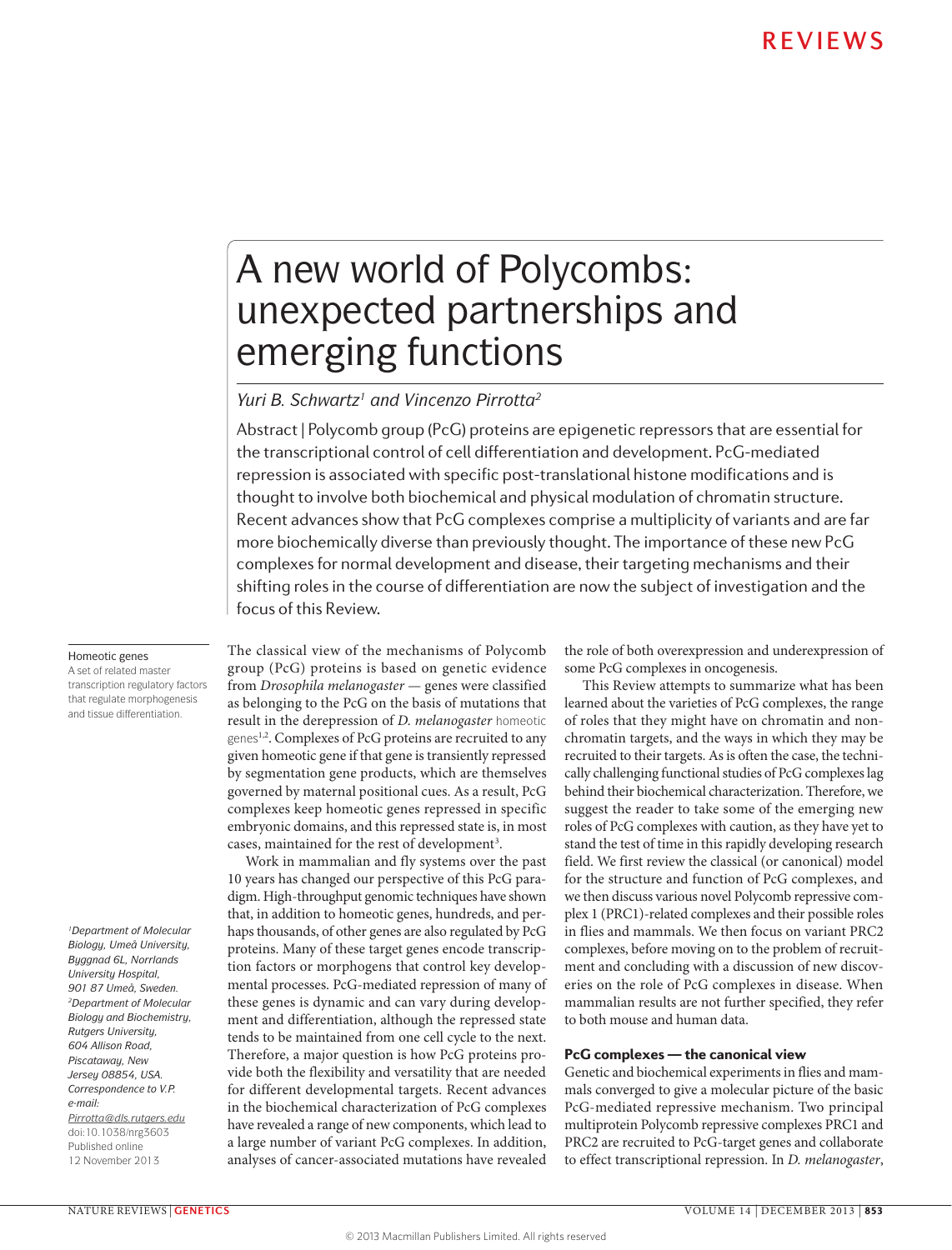# A new world of Polycombs: unexpected partnerships and emerging functions

*Yuri B. Schwartz[1] and Vincenzo Pirrotta[2]*

Abstract | Polycomb group (PcG) proteins are epigenetic repressors that are essential for the transcriptional control of cell differentiation and development. PcG-mediated repression is associated with specific post-translational histone modifications and is thought to involve both biochemical and physical modulation of chromatin structure. Recent advances show that PcG complexes comprise a multiplicity of variants and are far more biochemically diverse than previously thought. The importance of these new PcG complexes for normal development and disease, their targeting mechanisms and their shifting roles in the course of differentiation are now the subject of investigation and the focus of this Review.

Homeotic genes
A set of related master transcription regulatory factors that regulate morphogenesis and tissue differentiation.

The classical view of the mechanisms of Polycomb group (PcG) proteins is based on genetic evidence from *Drosophila melanogaster* — genes were classified as belonging to the PcG on the basis of mutations that result in the derepression of *D. melanogaster* homeotic genes[1,2]. Complexes of PcG proteins are recruited to any given homeotic gene if that gene is transiently repressed by segmentation gene products, which are themselves governed by maternal positional cues. As a result, PcG complexes keep homeotic genes repressed in specific embryonic domains, and this repressed state is, in most cases, maintained for the rest of development[3].

Work in mammalian and fly systems over the past 10 years has changed our perspective of this PcG paradigm. High-throughput genomic techniques have shown that, in addition to homeotic genes, hundreds, and perhaps thousands, of other genes are also regulated by PcG proteins. Many of these target genes encode transcription factors or morphogens that control key developmental processes. PcG-mediated repression of many of these genes is dynamic and can vary during development and differentiation, although the repressed state tends to be maintained from one cell cycle to the next. Therefore, a major question is how PcG proteins provide both the flexibility and versatility that are needed for different developmental targets. Recent advances in the biochemical characterization of PcG complexes have revealed a range of new components, which lead to a large number of variant PcG complexes. In addition, analyses of cancer-associated mutations have revealed the role of both overexpression and underexpression of some PcG complexes in oncogenesis.

This Review attempts to summarize what has been learned about the varieties of PcG complexes, the range of roles that they might have on chromatin and non-chromatin targets, and the ways in which they may be recruited to their targets. As is often the case, the technically challenging functional studies of PcG complexes lag behind their biochemical characterization. Therefore, we suggest the reader to take some of the emerging new roles of PcG complexes with caution, as they have yet to stand the test of time in this rapidly developing research field. We first review the classical (or canonical) model for the structure and function of PcG complexes, and we then discuss various novel Polycomb repressive complex 1 (PRC1)-related complexes and their possible roles in flies and mammals. We then focus on variant PRC2 complexes, before moving on to the problem of recruitment and concluding with a discussion of new discoveries on the role of PcG complexes in disease. When mammalian results are not further specified, they refer to both mouse and human data.

## PcG complexes — the canonical view

Genetic and biochemical experiments in flies and mammals converged to give a molecular picture of the basic PcG-mediated repressive mechanism. Two principal multiprotein Polycomb repressive complexes PRC1 and PRC2 are recruited to PcG-target genes and collaborate to effect transcriptional repression. In *D. melanogaster*,

[1]Department of Molecular Biology, Umeå University, Byggnad 6L, Norrlands University Hospital, 901 87 Umeå, Sweden.
[2]Department of Molecular Biology and Biochemistry, Rutgers University, 604 Allison Road, Piscataway, New Jersey 08854, USA.
Correspondence to V.P.
e-mail: Pirrotta@dls.rutgers.edu
doi:10.1038/nrg3603
Published online 12 November 2013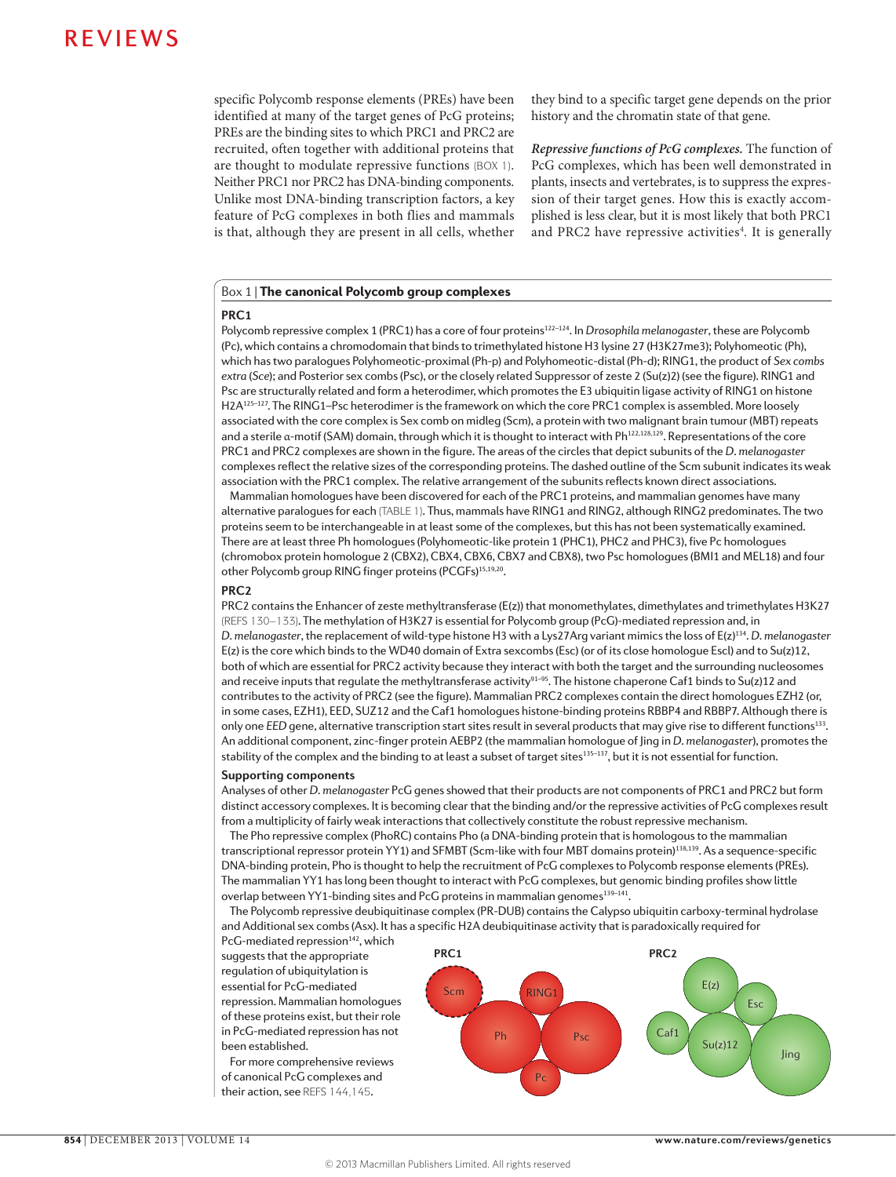specific Polycomb response elements (PREs) have been identified at many of the target genes of PcG proteins; PREs are the binding sites to which PRC1 and PRC2 are recruited, often together with additional proteins that are thought to modulate repressive functions (BOX 1). Neither PRC1 nor PRC2 has DNA-binding components. Unlike most DNA-binding transcription factors, a key feature of PcG complexes in both flies and mammals is that, although they are present in all cells, whether they bind to a specific target gene depends on the prior history and the chromatin state of that gene.

***Repressive functions of PcG complexes.*** The function of PcG complexes, which has been well demonstrated in plants, insects and vertebrates, is to suppress the expression of their target genes. How this is exactly accomplished is less clear, but it is most likely that both PRC1 and PRC2 have repressive activities[4]. It is generally

## Box 1 | The canonical Polycomb group complexes

### PRC1

Polycomb repressive complex 1 (PRC1) has a core of four proteins[122–124]. In *Drosophila melanogaster*, these are Polycomb (Pc), which contains a chromodomain that binds to trimethylated histone H3 lysine 27 (H3K27me3); Polyhomeotic (Ph), which has two paralogues Polyhomeotic-proximal (Ph-p) and Polyhomeotic-distal (Ph-d); RING1, the product of *Sex combs extra* (*Sce*); and Posterior sex combs (Psc), or the closely related Suppressor of zeste 2 (Su(z)2) (see the figure). RING1 and Psc are structurally related and form a heterodimer, which promotes the E3 ubiquitin ligase activity of RING1 on histone H2A[125–127]. The RING1–Psc heterodimer is the framework on which the core PRC1 complex is assembled. More loosely associated with the core complex is Sex comb on midleg (Scm), a protein with two malignant brain tumour (MBT) repeats and a sterile α-motif (SAM) domain, through which it is thought to interact with Ph[122,128,129]. Representations of the core PRC1 and PRC2 complexes are shown in the figure. The areas of the circles that depict subunits of the *D. melanogaster* complexes reflect the relative sizes of the corresponding proteins. The dashed outline of the Scm subunit indicates its weak association with the PRC1 complex. The relative arrangement of the subunits reflects known direct associations.

Mammalian homologues have been discovered for each of the PRC1 proteins, and mammalian genomes have many alternative paralogues for each (TABLE 1). Thus, mammals have RING1 and RING2, although RING2 predominates. The two proteins seem to be interchangeable in at least some of the complexes, but this has not been systematically examined. There are at least three Ph homologues (Polyhomeotic-like protein 1 (PHC1), PHC2 and PHC3), five Pc homologues (chromobox protein homologue 2 (CBX2), CBX4, CBX6, CBX7 and CBX8), two Psc homologues (BMI1 and MEL18) and four other Polycomb group RING finger proteins (PCGFs)[15,19,20].

### PRC2

PRC2 contains the Enhancer of zeste methyltransferase (E(z)) that monomethylates, dimethylates and trimethylates H3K27 (REFS 130–133). The methylation of H3K27 is essential for Polycomb group (PcG)-mediated repression and, in *D. melanogaster*, the replacement of wild-type histone H3 with a Lys27Arg variant mimics the loss of E(z)[134]. *D. melanogaster* E(z) is the core which binds to the WD40 domain of Extra sexcombs (Esc) (or of its close homologue Escl) and to Su(z)12, both of which are essential for PRC2 activity because they interact with both the target and the surrounding nucleosomes and receive inputs that regulate the methyltransferase activity[91–95]. The histone chaperone Caf1 binds to Su(z)12 and contributes to the activity of PRC2 (see the figure). Mammalian PRC2 complexes contain the direct homologues EZH2 (or, in some cases, EZH1), EED, SUZ12 and the Caf1 homologues histone-binding proteins RBBP4 and RBBP7. Although there is only one *EED* gene, alternative transcription start sites result in several products that may give rise to different functions[133]. An additional component, zinc-finger protein AEBP2 (the mammalian homologue of Jing in *D. melanogaster*), promotes the stability of the complex and the binding to at least a subset of target sites[135–137], but it is not essential for function.

### Supporting components

Analyses of other *D. melanogaster* PcG genes showed that their products are not components of PRC1 and PRC2 but form distinct accessory complexes. It is becoming clear that the binding and/or the repressive activities of PcG complexes result from a multiplicity of fairly weak interactions that collectively constitute the robust repressive mechanism.

The Pho repressive complex (PhoRC) contains Pho (a DNA-binding protein that is homologous to the mammalian transcriptional repressor protein YY1) and SFMBT (Scm-like with four MBT domains protein)[138,139]. As a sequence-specific DNA-binding protein, Pho is thought to help the recruitment of PcG complexes to Polycomb response elements (PREs). The mammalian YY1 has long been thought to interact with PcG complexes, but genomic binding profiles show little overlap between YY1-binding sites and PcG proteins in mammalian genomes[139–141].

The Polycomb repressive deubiquitinase complex (PR-DUB) contains the Calypso ubiquitin carboxy-terminal hydrolase and Additional sex combs (Asx). It has a specific H2A deubiquitinase activity that is paradoxically required for PcG-mediated repression[142], which suggests that the appropriate regulation of ubiquitylation is essential for PcG-mediated repression. Mammalian homologues of these proteins exist, but their role in PcG-mediated repression has not been established.

For more comprehensive reviews of canonical PcG complexes and their action, see REFS 144,145.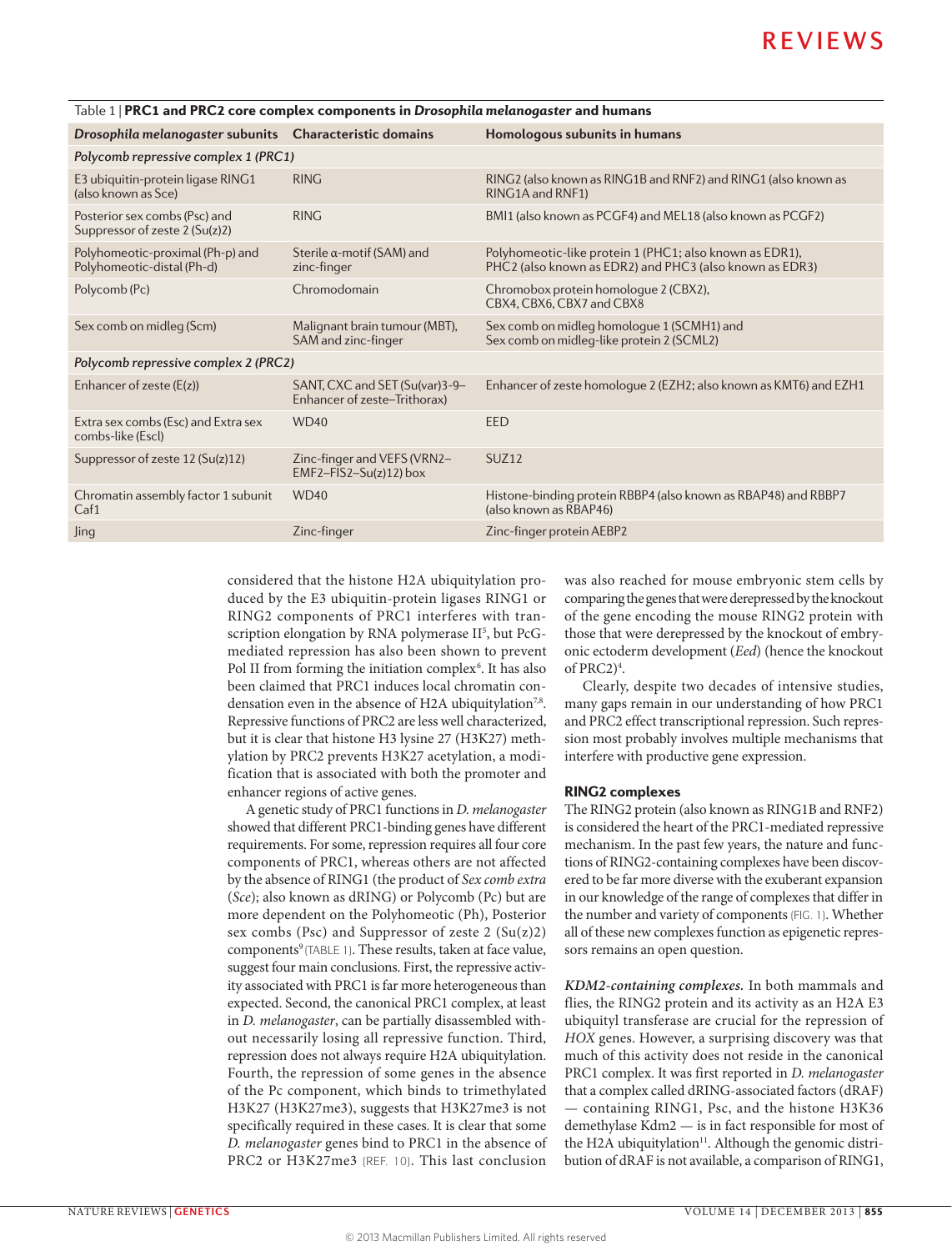Table 1 | **PRC1 and PRC2 core complex components in *Drosophila melanogaster* and humans**

| *Drosophila melanogaster* subunits | Characteristic domains | Homologous subunits in humans |
|---|---|---|
| *Polycomb repressive complex 1 (PRC1)* | | |
| E3 ubiquitin-protein ligase RING1 (also known as Sce) | RING | RING2 (also known as RING1B and RNF2) and RING1 (also known as RING1A and RNF1) |
| Posterior sex combs (Psc) and Suppressor of zeste 2 (Su(z)2) | RING | BMI1 (also known as PCGF4) and MEL18 (also known as PCGF2) |
| Polyhomeotic-proximal (Ph-p) and Polyhomeotic-distal (Ph-d) | Sterile α-motif (SAM) and zinc-finger | Polyhomeotic-like protein 1 (PHC1; also known as EDR1), PHC2 (also known as EDR2) and PHC3 (also known as EDR3) |
| Polycomb (Pc) | Chromodomain | Chromobox protein homologue 2 (CBX2), CBX4, CBX6, CBX7 and CBX8 |
| Sex comb on midleg (Scm) | Malignant brain tumour (MBT), SAM and zinc-finger | Sex comb on midleg homologue 1 (SCMH1) and Sex comb on midleg-like protein 2 (SCML2) |
| *Polycomb repressive complex 2 (PRC2)* | | |
| Enhancer of zeste (E(z)) | SANT, CXC and SET (Su(var)3-9–Enhancer of zeste–Trithorax) | Enhancer of zeste homologue 2 (EZH2; also known as KMT6) and EZH1 |
| Extra sex combs (Esc) and Extra sex combs-like (Escl) | WD40 | EED |
| Suppressor of zeste 12 (Su(z)12) | Zinc-finger and VEFS (VRN2–EMF2–FIS2–Su(z)12) box | SUZ12 |
| Chromatin assembly factor 1 subunit Caf1 | WD40 | Histone-binding protein RBBP4 (also known as RBAP48) and RBBP7 (also known as RBAP46) |
| Jing | Zinc-finger | Zinc-finger protein AEBP2 |

considered that the histone H2A ubiquitylation produced by the E3 ubiquitin-protein ligases RING1 or RING2 components of PRC1 interferes with transcription elongation by RNA polymerase II[5], but PcG-mediated repression has also been shown to prevent Pol II from forming the initiation complex[6]. It has also been claimed that PRC1 induces local chromatin condensation even in the absence of H2A ubiquitylation[7,8]. Repressive functions of PRC2 are less well characterized, but it is clear that histone H3 lysine 27 (H3K27) methylation by PRC2 prevents H3K27 acetylation, a modification that is associated with both the promoter and enhancer regions of active genes.

A genetic study of PRC1 functions in *D. melanogaster* showed that different PRC1-binding genes have different requirements. For some, repression requires all four core components of PRC1, whereas others are not affected by the absence of RING1 (the product of *Sex comb extra* (*Sce*); also known as dRING) or Polycomb (Pc) but are more dependent on the Polyhomeotic (Ph), Posterior sex combs (Psc) and Suppressor of zeste 2 (Su(z)2) components[9] (TABLE 1). These results, taken at face value, suggest four main conclusions. First, the repressive activity associated with PRC1 is far more heterogeneous than expected. Second, the canonical PRC1 complex, at least in *D. melanogaster*, can be partially disassembled without necessarily losing all repressive function. Third, repression does not always require H2A ubiquitylation. Fourth, the repression of some genes in the absence of the Pc component, which binds to trimethylated H3K27 (H3K27me3), suggests that H3K27me3 is not specifically required in these cases. It is clear that some *D. melanogaster* genes bind to PRC1 in the absence of PRC2 or H3K27me3 (REF. 10). This last conclusion was also reached for mouse embryonic stem cells by comparing the genes that were derepressed by the knockout of the gene encoding the mouse RING2 protein with those that were derepressed by the knockout of embryonic ectoderm development (*Eed*) (hence the knockout of PRC2)[4].

Clearly, despite two decades of intensive studies, many gaps remain in our understanding of how PRC1 and PRC2 effect transcriptional repression. Such repression most probably involves multiple mechanisms that interfere with productive gene expression.

## RING2 complexes

The RING2 protein (also known as RING1B and RNF2) is considered the heart of the PRC1-mediated repressive mechanism. In the past few years, the nature and functions of RING2-containing complexes have been discovered to be far more diverse with the exuberant expansion in our knowledge of the range of complexes that differ in the number and variety of components (FIG. 1). Whether all of these new complexes function as epigenetic repressors remains an open question.

***KDM2-containing complexes.*** In both mammals and flies, the RING2 protein and its activity as an H2A E3 ubiquityl transferase are crucial for the repression of *HOX* genes. However, a surprising discovery was that much of this activity does not reside in the canonical PRC1 complex. It was first reported in *D. melanogaster* that a complex called dRING-associated factors (dRAF) — containing RING1, Psc, and the histone H3K36 demethylase Kdm2 — is in fact responsible for most of the H2A ubiquitylation[11]. Although the genomic distribution of dRAF is not available, a comparison of RING1,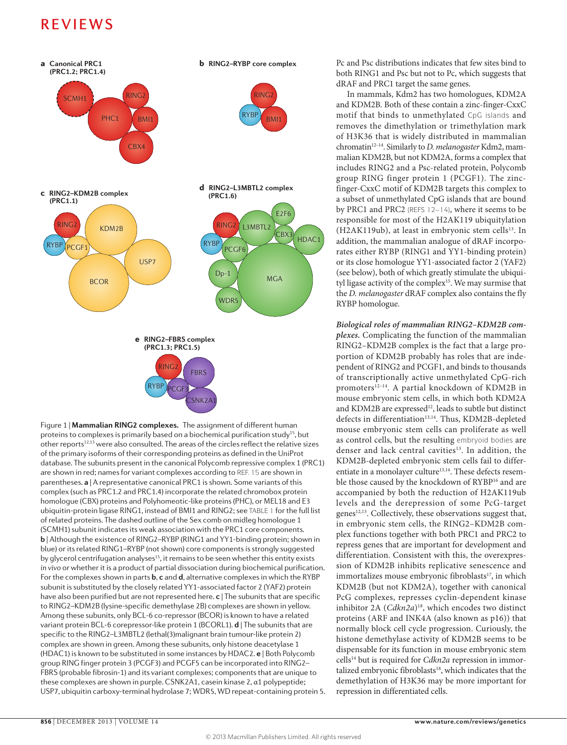Figure 1 | **Mammalian RING2 complexes.** The assignment of different human proteins to complexes is primarily based on a biochemical purification study[15], but other reports[12,13] were also consulted. The areas of the circles reflect the relative sizes of the primary isoforms of their corresponding proteins as defined in the UniProt database. The subunits present in the canonical Polycomb repressive complex 1 (PRC1) are shown in red; names for variant complexes according to REF. 15 are shown in parentheses. **a** | A representative canonical PRC1 is shown. Some variants of this complex (such as PRC1.2 and PRC1.4) incorporate the related chromobox protein homologue (CBX) proteins and Polyhomeotic-like proteins (PHC), or MEL18 and E3 ubiquitin-protein ligase RING1, instead of BMI1 and RING2; see TABLE 1 for the full list of related proteins. The dashed outline of the Sex comb on midleg homologue 1 (SCMH1) subunit indicates its weak association with the PRC1 core components. **b** | Although the existence of RING2–RYBP (RING1 and YY1-binding protein; shown in blue) or its related RING1–RYBP (not shown) core components is strongly suggested by glycerol centrifugation analyses[15], it remains to be seen whether this entity exists *in vivo* or whether it is a product of partial dissociation during biochemical purification. For the complexes shown in parts **b**, **c** and **d**, alternative complexes in which the RYBP subunit is substituted by the closely related YY1-associated factor 2 (YAF2) protein have also been purified but are not represented here. **c** | The subunits that are specific to RING2–KDM2B (lysine-specific demethylase 2B) complexes are shown in yellow. Among these subunits, only BCL-6 co-repressor (BCOR) is known to have a related variant protein BCL-6 corepressor-like protein 1 (BCORL1). **d** | The subunits that are specific to the RING2–L3MBTL2 (lethal(3)malignant brain tumour-like protein 2) complex are shown in green. Among these subunits, only histone deacetylase 1 (HDAC1) is known to be substituted in some instances by HDAC2. **e** | Both Polycomb group RING finger protein 3 (PCGF3) and PCGF5 can be incorporated into RING2–FBRS (probable fibrosin-1) and its variant complexes; components that are unique to these complexes are shown in purple. CSNK2A1, casein kinase 2, α1 polypeptide; USP7, ubiquitin carboxy-terminal hydrolase 7; WDR5, WD repeat-containing protein 5.

Pc and Psc distributions indicates that few sites bind to both RING1 and Psc but not to Pc, which suggests that dRAF and PRC1 target the same genes.

In mammals, Kdm2 has two homologues, KDM2A and KDM2B. Both of these contain a zinc-finger-CxxC motif that binds to unmethylated CpG islands and removes the dimethylation or trimethylation mark of H3K36 that is widely distributed in mammalian chromatin[12–14]. Similarly to *D. melanogaster* Kdm2, mammalian KDM2B, but not KDM2A, forms a complex that includes RING2 and a Psc-related protein, Polycomb group RING finger protein 1 (PCGF1). The zinc-finger-CxxC motif of KDM2B targets this complex to a subset of unmethylated CpG islands that are bound by PRC1 and PRC2 (REFS 12–14), where it seems to be responsible for most of the H2AK119 ubiquitylation (H2AK119ub), at least in embryonic stem cells[13]. In addition, the mammalian analogue of dRAF incorporates either RYBP (RING1 and YY1-binding protein) or its close homologue YY1-associated factor 2 (YAF2) (see below), both of which greatly stimulate the ubiquityl ligase activity of the complex[15]. We may surmise that the *D. melanogaster* dRAF complex also contains the fly RYBP homologue.

***Biological roles of mammalian RING2–KDM2B complexes.*** Complicating the function of the mammalian RING2–KDM2B complex is the fact that a large proportion of KDM2B probably has roles that are independent of RING2 and PCGF1, and binds to thousands of transcriptionally active unmethylated CpG-rich promoters[12–14]. A partial knockdown of KDM2B in mouse embryonic stem cells, in which both KDM2A and KDM2B are expressed[12], leads to subtle but distinct defects in differentiation[13,14]. Thus, KDM2B-depleted mouse embryonic stem cells can proliferate as well as control cells, but the resulting embryoid bodies are denser and lack central cavities[13]. In addition, the KDM2B-depleted embryonic stem cells fail to differentiate in a monolayer culture[13,14]. These defects resemble those caused by the knockdown of RYBP[16] and are accompanied by both the reduction of H2AK119ub levels and the derepression of some PcG-target genes[12,13]. Collectively, these observations suggest that, in embryonic stem cells, the RING2–KDM2B complex functions together with both PRC1 and PRC2 to repress genes that are important for development and differentiation. Consistent with this, the overexpression of KDM2B inhibits replicative senescence and immortalizes mouse embryonic fibroblasts[17], in which KDM2B (but not KDM2A), together with canonical PcG complexes, represses cyclin-dependent kinase inhibitor 2A (*Cdkn2a*)[18], which encodes two distinct proteins (ARF and INK4A (also known as p16)) that normally block cell cycle progression. Curiously, the histone demethylase activity of KDM2B seems to be dispensable for its function in mouse embryonic stem cells[14] but is required for *Cdkn2a* repression in immortalized embryonic fibroblasts[18], which indicates that the demethylation of H3K36 may be more important for repression in differentiated cells.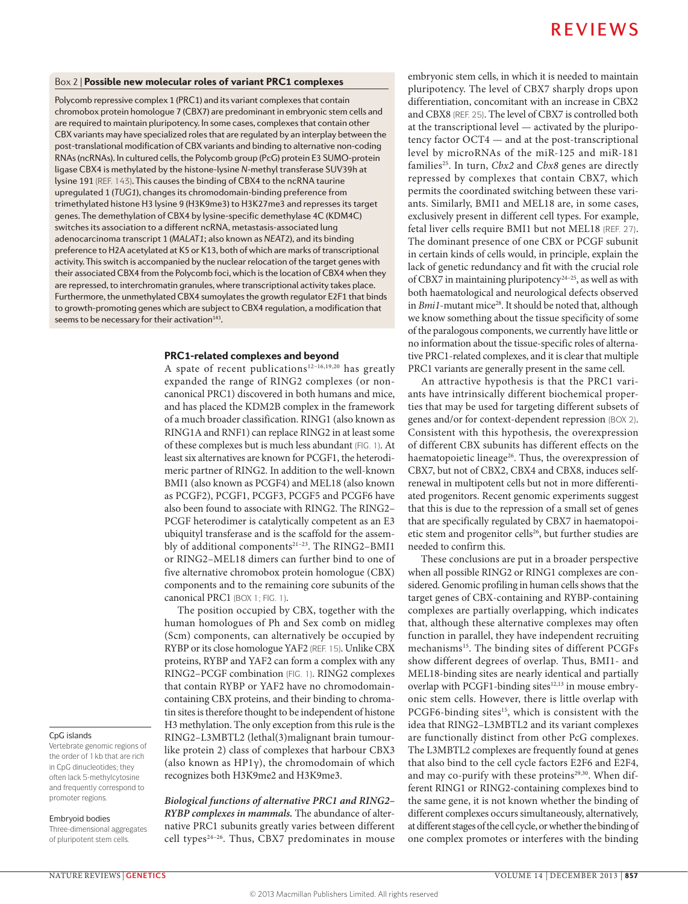## Box 2 | Possible new molecular roles of variant PRC1 complexes

Polycomb repressive complex 1 (PRC1) and its variant complexes that contain chromobox protein homologue 7 (CBX7) are predominant in embryonic stem cells and are required to maintain pluripotency. In some cases, complexes that contain other CBX variants may have specialized roles that are regulated by an interplay between the post-translational modification of CBX variants and binding to alternative non-coding RNAs (ncRNAs). In cultured cells, the Polycomb group (PcG) protein E3 SUMO-protein ligase CBX4 is methylated by the histone-lysine *N*-methyl transferase SUV39h at lysine 191 (REF. 143). This causes the binding of CBX4 to the ncRNA taurine upregulated 1 (*TUG1*), changes its chromodomain-binding preference from trimethylated histone H3 lysine 9 (H3K9me3) to H3K27me3 and represses its target genes. The demethylation of CBX4 by lysine-specific demethylase 4C (KDM4C) switches its association to a different ncRNA, metastasis-associated lung adenocarcinoma transcript 1 (*MALAT1*; also known as *NEAT2*), and its binding preference to H2A acetylated at K5 or K13, both of which are marks of transcriptional activity. This switch is accompanied by the nuclear relocation of the target genes with their associated CBX4 from the Polycomb foci, which is the location of CBX4 when they are repressed, to interchromatin granules, where transcriptional activity takes place. Furthermore, the unmethylated CBX4 sumoylates the growth regulator E2F1 that binds to growth-promoting genes which are subject to CBX4 regulation, a modification that seems to be necessary for their activation[143].

### PRC1-related complexes and beyond

A spate of recent publications[12–16,19,20] has greatly expanded the range of RING2 complexes (or non-canonical PRC1) discovered in both humans and mice, and has placed the KDM2B complex in the framework of a much broader classification. RING1 (also known as RING1A and RNF1) can replace RING2 in at least some of these complexes but is much less abundant (FIG. 1). At least six alternatives are known for PCGF1, the heterodimeric partner of RING2. In addition to the well-known BMI1 (also known as PCGF4) and MEL18 (also known as PCGF2), PCGF1, PCGF3, PCGF5 and PCGF6 have also been found to associate with RING2. The RING2–PCGF heterodimer is catalytically competent as an E3 ubiquityl transferase and is the scaffold for the assembly of additional components[21–23]. The RING2–BMI1 or RING2–MEL18 dimers can further bind to one of five alternative chromobox protein homologue (CBX) components and to the remaining core subunits of the canonical PRC1 (BOX 1; FIG. 1).

The position occupied by CBX, together with the human homologues of Ph and Sex comb on midleg (Scm) components, can alternatively be occupied by RYBP or its close homologue YAF2 (REF. 15). Unlike CBX proteins, RYBP and YAF2 can form a complex with any RING2–PCGF combination (FIG. 1). RING2 complexes that contain RYBP or YAF2 have no chromodomain-containing CBX proteins, and their binding to chromatin sites is therefore thought to be independent of histone H3 methylation. The only exception from this rule is the RING2–L3MBTL2 (lethal(3)malignant brain tumour-like protein 2) class of complexes that harbour CBX3 (also known as HP1γ), the chromodomain of which recognizes both H3K9me2 and H3K9me3.

**CpG islands**
Vertebrate genomic regions of the order of 1 kb that are rich in CpG dinucleotides; they often lack 5-methylcytosine and frequently correspond to promoter regions.

**Embryoid bodies**
Three-dimensional aggregates of pluripotent stem cells.

***Biological functions of alternative PRC1 and RING2–RYBP complexes in mammals.*** The abundance of alternative PRC1 subunits greatly varies between different cell types[24–26]. Thus, CBX7 predominates in mouse embryonic stem cells, in which it is needed to maintain pluripotency. The level of CBX7 sharply drops upon differentiation, concomitant with an increase in CBX2 and CBX8 (REF. 25). The level of CBX7 is controlled both at the transcriptional level — activated by the pluripotency factor OCT4 — and at the post-transcriptional level by microRNAs of the miR-125 and miR-181 families[25]. In turn, *Cbx2* and *Cbx8* genes are directly repressed by complexes that contain CBX7, which permits the coordinated switching between these variants. Similarly, BMI1 and MEL18 are, in some cases, exclusively present in different cell types. For example, fetal liver cells require BMI1 but not MEL18 (REF. 27). The dominant presence of one CBX or PCGF subunit in certain kinds of cells would, in principle, explain the lack of genetic redundancy and fit with the crucial role of CBX7 in maintaining pluripotency[24–25], as well as with both haematological and neurological defects observed in *Bmi1*-mutant mice[28]. It should be noted that, although we know something about the tissue specificity of some of the paralogous components, we currently have little or no information about the tissue-specific roles of alternative PRC1-related complexes, and it is clear that multiple PRC1 variants are generally present in the same cell.

An attractive hypothesis is that the PRC1 variants have intrinsically different biochemical properties that may be used for targeting different subsets of genes and/or for context-dependent repression (BOX 2). Consistent with this hypothesis, the overexpression of different CBX subunits has different effects on the haematopoietic lineage[26]. Thus, the overexpression of CBX7, but not of CBX2, CBX4 and CBX8, induces self-renewal in multipotent cells but not in more differentiated progenitors. Recent genomic experiments suggest that this is due to the repression of a small set of genes that are specifically regulated by CBX7 in haematopoietic stem and progenitor cells[26], but further studies are needed to confirm this.

These conclusions are put in a broader perspective when all possible RING2 or RING1 complexes are considered. Genomic profiling in human cells shows that the target genes of CBX-containing and RYBP-containing complexes are partially overlapping, which indicates that, although these alternative complexes may often function in parallel, they have independent recruiting mechanisms[15]. The binding sites of different PCGFs show different degrees of overlap. Thus, BMI1- and MEL18-binding sites are nearly identical and partially overlap with PCGF1-binding sites[12,13] in mouse embryonic stem cells. However, there is little overlap with PCGF6-binding sites[15], which is consistent with the idea that RING2–L3MBTL2 and its variant complexes are functionally distinct from other PcG complexes. The L3MBTL2 complexes are frequently found at genes that also bind to the cell cycle factors E2F6 and E2F4, and may co-purify with these proteins[29,30]. When different RING1 or RING2-containing complexes bind to the same gene, it is not known whether the binding of different complexes occurs simultaneously, alternatively, at different stages of the cell cycle, or whether the binding of one complex promotes or interferes with the binding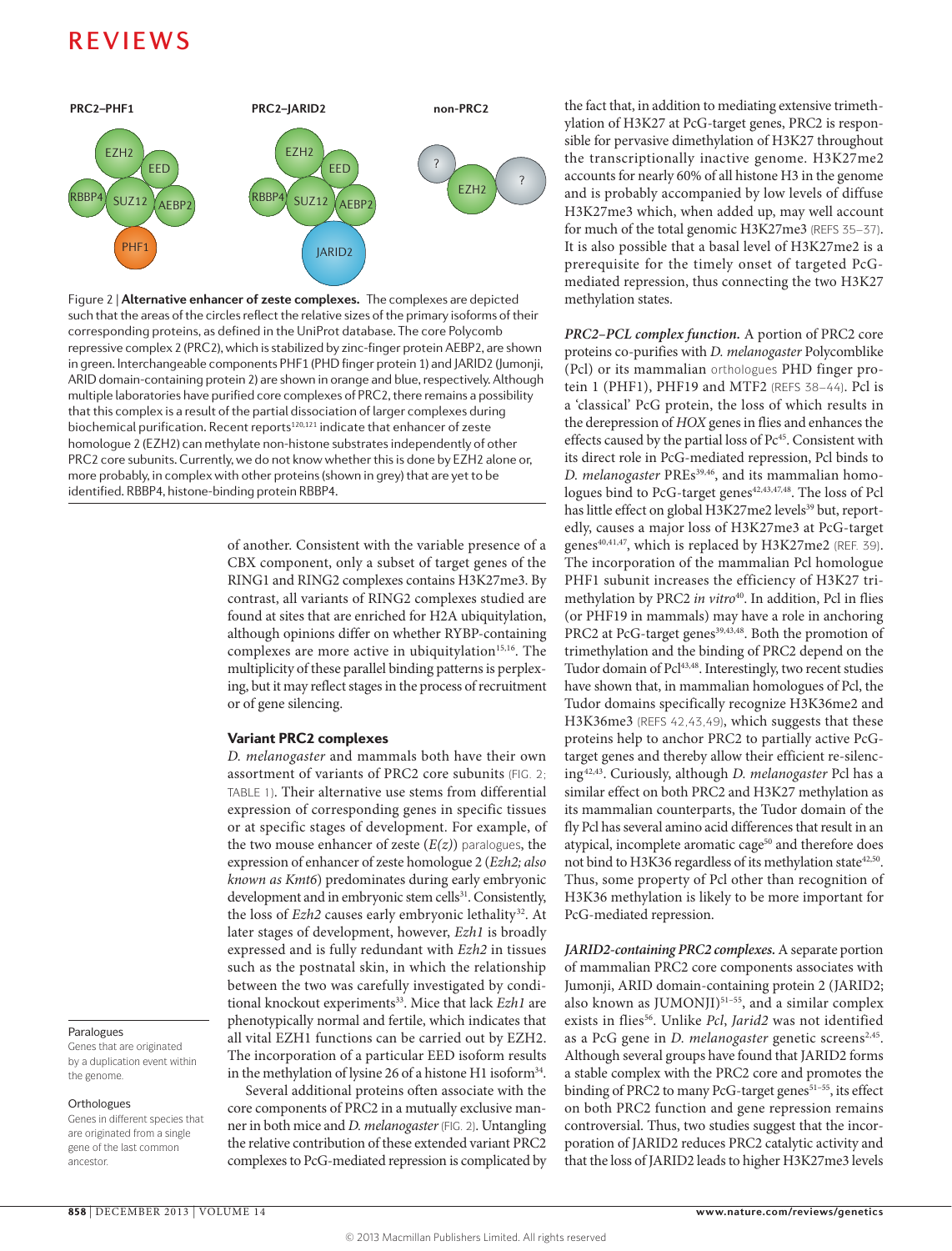PRC2–PHF1 PRC2–JARID2 non-PRC2

Figure 2 | **Alternative enhancer of zeste complexes.** The complexes are depicted such that the areas of the circles reflect the relative sizes of the primary isoforms of their corresponding proteins, as defined in the UniProt database. The core Polycomb repressive complex 2 (PRC2), which is stabilized by zinc-finger protein AEBP2, are shown in green. Interchangeable components PHF1 (PHD finger protein 1) and JARID2 (Jumonji, ARID domain-containing protein 2) are shown in orange and blue, respectively. Although multiple laboratories have purified core complexes of PRC2, there remains a possibility that this complex is a result of the partial dissociation of larger complexes during biochemical purification. Recent reports[120,121] indicate that enhancer of zeste homologue 2 (EZH2) can methylate non-histone substrates independently of other PRC2 core subunits. Currently, we do not know whether this is done by EZH2 alone or, more probably, in complex with other proteins (shown in grey) that are yet to be identified. RBBP4, histone-binding protein RBBP4.

of another. Consistent with the variable presence of a CBX component, only a subset of target genes of the RING1 and RING2 complexes contains H3K27me3. By contrast, all variants of RING2 complexes studied are found at sites that are enriched for H2A ubiquitylation, although opinions differ on whether RYBP-containing complexes are more active in ubiquitylation[15,16]. The multiplicity of these parallel binding patterns is perplexing, but it may reflect stages in the process of recruitment or of gene silencing.

### Variant PRC2 complexes

*D. melanogaster* and mammals both have their own assortment of variants of PRC2 core subunits (FIG. 2; TABLE 1). Their alternative use stems from differential expression of corresponding genes in specific tissues or at specific stages of development. For example, of the two mouse enhancer of zeste (*E(z)*) paralogues, the expression of enhancer of zeste homologue 2 (*Ezh2; also known as Kmt6*) predominates during early embryonic development and in embryonic stem cells[31]. Consistently, the loss of *Ezh2* causes early embryonic lethality[32]. At later stages of development, however, *Ezh1* is broadly expressed and is fully redundant with *Ezh2* in tissues such as the postnatal skin, in which the relationship between the two was carefully investigated by conditional knockout experiments[33]. Mice that lack *Ezh1* are phenotypically normal and fertile, which indicates that all vital EZH1 functions can be carried out by EZH2. The incorporation of a particular EED isoform results in the methylation of lysine 26 of a histone H1 isoform[34].

Several additional proteins often associate with the core components of PRC2 in a mutually exclusive manner in both mice and *D. melanogaster* (FIG. 2). Untangling the relative contribution of these extended variant PRC2 complexes to PcG-mediated repression is complicated by the fact that, in addition to mediating extensive trimethylation of H3K27 at PcG-target genes, PRC2 is responsible for pervasive dimethylation of H3K27 throughout the transcriptionally inactive genome. H3K27me2 accounts for nearly 60% of all histone H3 in the genome and is probably accompanied by low levels of diffuse H3K27me3 which, when added up, may well account for much of the total genomic H3K27me3 (REFS 35–37). It is also possible that a basal level of H3K27me2 is a prerequisite for the timely onset of targeted PcG-mediated repression, thus connecting the two H3K27 methylation states.

***PRC2–PCL complex function.*** A portion of PRC2 core proteins co-purifies with *D. melanogaster* Polycomblike (Pcl) or its mammalian orthologues PHD finger protein 1 (PHF1), PHF19 and MTF2 (REFS 38–44). Pcl is a 'classical' PcG protein, the loss of which results in the derepression of *HOX* genes in flies and enhances the effects caused by the partial loss of Pc[45]. Consistent with its direct role in PcG-mediated repression, Pcl binds to *D. melanogaster* PREs[39,46], and its mammalian homologues bind to PcG-target genes[42,43,47,48]. The loss of Pcl has little effect on global H3K27me2 levels[39] but, reportedly, causes a major loss of H3K27me3 at PcG-target genes[40,41,47], which is replaced by H3K27me2 (REF. 39). The incorporation of the mammalian Pcl homologue PHF1 subunit increases the efficiency of H3K27 trimethylation by PRC2 *in vitro*[40]. In addition, Pcl in flies (or PHF19 in mammals) may have a role in anchoring PRC2 at PcG-target genes[39,43,48]. Both the promotion of trimethylation and the binding of PRC2 depend on the Tudor domain of Pcl[43,48]. Interestingly, two recent studies have shown that, in mammalian homologues of Pcl, the Tudor domains specifically recognize H3K36me2 and H3K36me3 (REFS 42,43,49), which suggests that these proteins help to anchor PRC2 to partially active PcG-target genes and thereby allow their efficient re-silencing[42,43]. Curiously, although *D. melanogaster* Pcl has a similar effect on both PRC2 and H3K27 methylation as its mammalian counterparts, the Tudor domain of the fly Pcl has several amino acid differences that result in an atypical, incomplete aromatic cage[50] and therefore does not bind to H3K36 regardless of its methylation state[42,50]. Thus, some property of Pcl other than recognition of H3K36 methylation is likely to be more important for PcG-mediated repression.

***JARID2-containing PRC2 complexes.*** A separate portion of mammalian PRC2 core components associates with Jumonji, ARID domain-containing protein 2 (JARID2; also known as JUMONJI)[51–55], and a similar complex exists in flies[56]. Unlike *Pcl*, *Jarid2* was not identified as a PcG gene in *D. melanogaster* genetic screens[2,45]. Although several groups have found that JARID2 forms a stable complex with the PRC2 core and promotes the binding of PRC2 to many PcG-target genes[51–55], its effect on both PRC2 function and gene repression remains controversial. Thus, two studies suggest that the incorporation of JARID2 reduces PRC2 catalytic activity and that the loss of JARID2 leads to higher H3K27me3 levels

**Paralogues**
Genes that are originated by a duplication event within the genome.

**Orthologues**
Genes in different species that are originated from a single gene of the last common ancestor.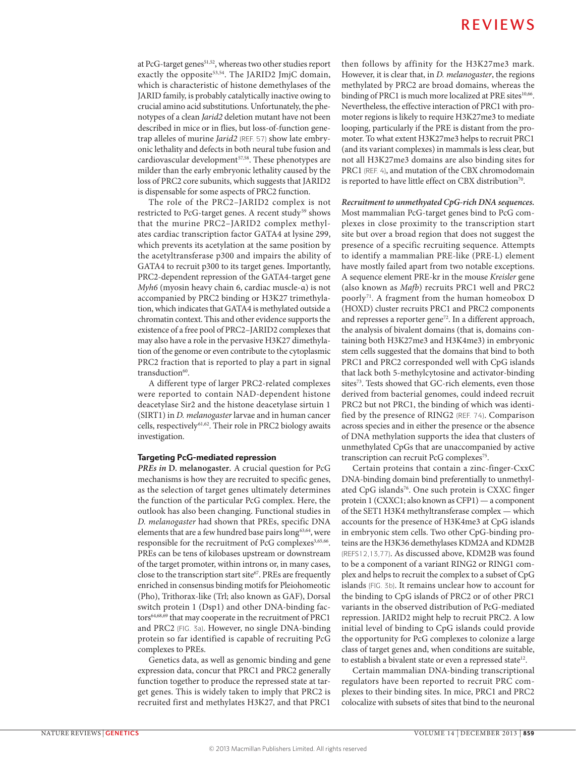at PcG-target genes[51,52], whereas two other studies report exactly the opposite[53,54]. The JARID2 JmjC domain, which is characteristic of histone demethylases of the JARID family, is probably catalytically inactive owing to crucial amino acid substitutions. Unfortunately, the phenotypes of a clean *Jarid2* deletion mutant have not been described in mice or in flies, but loss-of-function gene-trap alleles of murine *Jarid2* (REF. 57) show late embryonic lethality and defects in both neural tube fusion and cardiovascular development[57,58]. These phenotypes are milder than the early embryonic lethality caused by the loss of PRC2 core subunits, which suggests that JARID2 is dispensable for some aspects of PRC2 function.

The role of the PRC2–JARID2 complex is not restricted to PcG-target genes. A recent study[59] shows that the murine PRC2–JARID2 complex methylates cardiac transcription factor GATA4 at lysine 299, which prevents its acetylation at the same position by the acetyltransferase p300 and impairs the ability of GATA4 to recruit p300 to its target genes. Importantly, PRC2-dependent repression of the GATA4-target gene *Myh6* (myosin heavy chain 6, cardiac muscle-α) is not accompanied by PRC2 binding or H3K27 trimethylation, which indicates that GATA4 is methylated outside a chromatin context. This and other evidence supports the existence of a free pool of PRC2–JARID2 complexes that may also have a role in the pervasive H3K27 dimethylation of the genome or even contribute to the cytoplasmic PRC2 fraction that is reported to play a part in signal transduction[60].

A different type of larger PRC2-related complexes were reported to contain NAD-dependent histone deacetylase Sir2 and the histone deacetylase sirtuin 1 (SIRT1) in *D. melanogaster* larvae and in human cancer cells, respectively[61,62]. Their role in PRC2 biology awaits investigation.

## Targeting PcG-mediated repression

***PREs in* D. melanogaster.** A crucial question for PcG mechanisms is how they are recruited to specific genes, as the selection of target genes ultimately determines the function of the particular PcG complex. Here, the outlook has also been changing. Functional studies in *D. melanogaster* had shown that PREs, specific DNA elements that are a few hundred base pairs long[63,64], were responsible for the recruitment of PcG complexes[3,65,66]. PREs can be tens of kilobases upstream or downstream of the target promoter, within introns or, in many cases, close to the transcription start site[67]. PREs are frequently enriched in consensus binding motifs for Pleiohomeotic (Pho), Trithorax-like (Trl; also known as GAF), Dorsal switch protein 1 (Dsp1) and other DNA-binding factors[64,68,69] that may cooperate in the recruitment of PRC1 and PRC2 (FIG. 3a). However, no single DNA-binding protein so far identified is capable of recruiting PcG complexes to PREs.

Genetics data, as well as genomic binding and gene expression data, concur that PRC1 and PRC2 generally function together to produce the repressed state at target genes. This is widely taken to imply that PRC2 is recruited first and methylates H3K27, and that PRC1 then follows by affinity for the H3K27me3 mark. However, it is clear that, in *D. melanogaster*, the regions methylated by PRC2 are broad domains, whereas the binding of PRC1 is much more localized at PRE sites[10,66]. Nevertheless, the effective interaction of PRC1 with promoter regions is likely to require H3K27me3 to mediate looping, particularly if the PRE is distant from the promoter. To what extent H3K27me3 helps to recruit PRC1 (and its variant complexes) in mammals is less clear, but not all H3K27me3 domains are also binding sites for PRC1 (REF. 4), and mutation of the CBX chromodomain is reported to have little effect on CBX distribution[70].

***Recruitment to unmethyated CpG-rich DNA sequences.*** Most mammalian PcG-target genes bind to PcG complexes in close proximity to the transcription start site but over a broad region that does not suggest the presence of a specific recruiting sequence. Attempts to identify a mammalian PRE-like (PRE-L) element have mostly failed apart from two notable exceptions. A sequence element PRE-kr in the mouse *Kreisler* gene (also known as *Mafb*) recruits PRC1 well and PRC2 poorly[71]. A fragment from the human homeobox D (HOXD) cluster recruits PRC1 and PRC2 components and represses a reporter gene[72]. In a different approach, the analysis of bivalent domains (that is, domains containing both H3K27me3 and H3K4me3) in embryonic stem cells suggested that the domains that bind to both PRC1 and PRC2 corresponded well with CpG islands that lack both 5-methylcytosine and activator-binding sites[73]. Tests showed that GC-rich elements, even those derived from bacterial genomes, could indeed recruit PRC2 but not PRC1, the binding of which was identified by the presence of RING2 (REF. 74). Comparison across species and in either the presence or the absence of DNA methylation supports the idea that clusters of unmethylated CpGs that are unaccompanied by active transcription can recruit PcG complexes[75].

Certain proteins that contain a zinc-finger-CxxC DNA-binding domain bind preferentially to unmethylated CpG islands[76]. One such protein is CXXC finger protein 1 (CXXC1; also known as CFP1) — a component of the SET1 H3K4 methyltransferase complex — which accounts for the presence of H3K4me3 at CpG islands in embryonic stem cells. Two other CpG-binding proteins are the H3K36 demethylases KDM2A and KDM2B (REFS 12,13,77). As discussed above, KDM2B was found to be a component of a variant RING2 or RING1 complex and helps to recruit the complex to a subset of CpG islands (FIG. 3b). It remains unclear how to account for the binding to CpG islands of PRC2 or of other PRC1 variants in the observed distribution of PcG-mediated repression. JARID2 might help to recruit PRC2. A low initial level of binding to CpG islands could provide the opportunity for PcG complexes to colonize a large class of target genes and, when conditions are suitable, to establish a bivalent state or even a repressed state[12].

Certain mammalian DNA-binding transcriptional regulators have been reported to recruit PRC complexes to their binding sites. In mice, PRC1 and PRC2 colocalize with subsets of sites that bind to the neuronal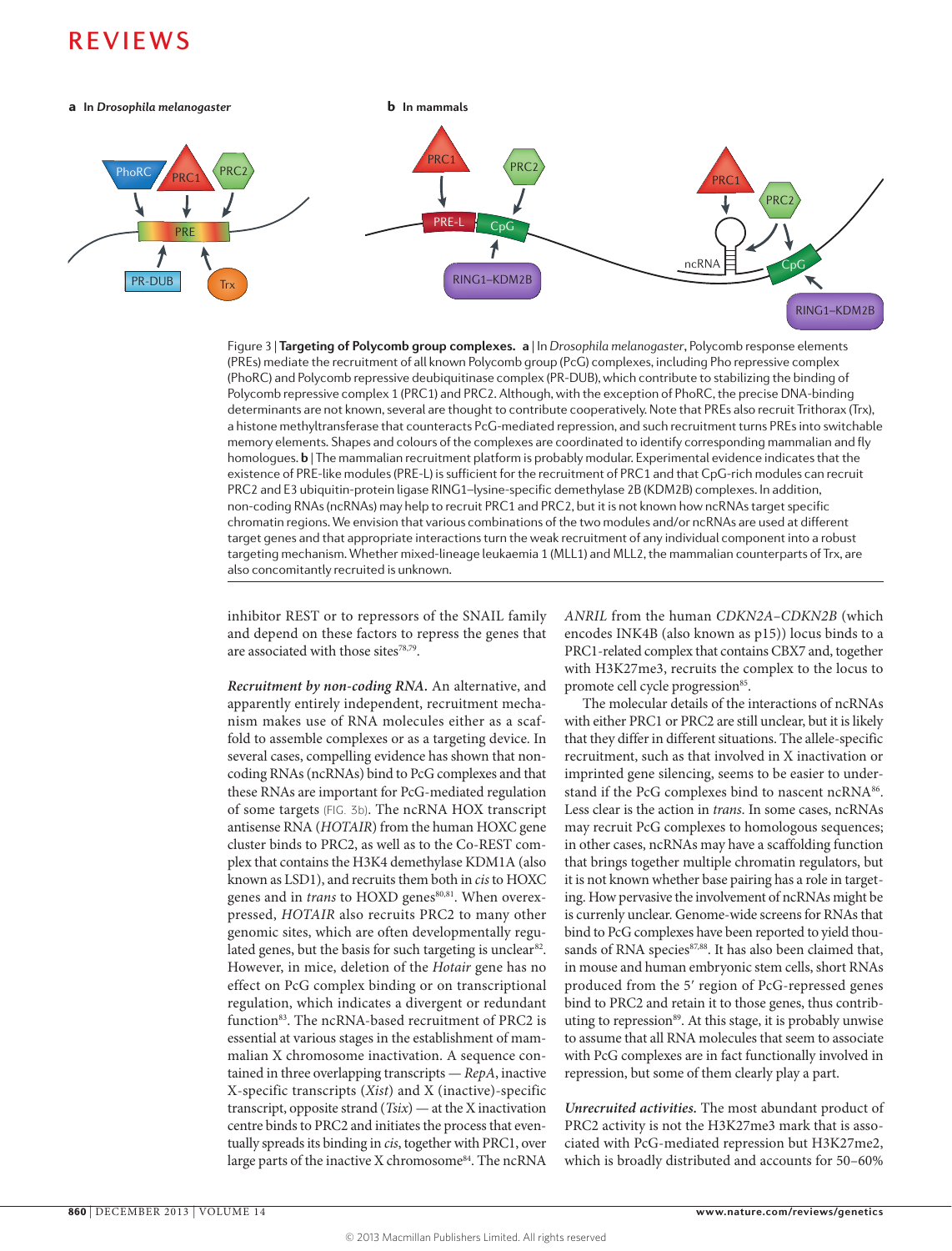Figure 3 | **Targeting of Polycomb group complexes.** **a** | In *Drosophila melanogaster*, Polycomb response elements (PREs) mediate the recruitment of all known Polycomb group (PcG) complexes, including Pho repressive complex (PhoRC) and Polycomb repressive deubiquitinase complex (PR-DUB), which contribute to stabilizing the binding of Polycomb repressive complex 1 (PRC1) and PRC2. Although, with the exception of PhoRC, the precise DNA-binding determinants are not known, several are thought to contribute cooperatively. Note that PREs also recruit Trithorax (Trx), a histone methyltransferase that counteracts PcG-mediated repression, and such recruitment turns PREs into switchable memory elements. Shapes and colours of the complexes are coordinated to identify corresponding mammalian and fly homologues. **b** | The mammalian recruitment platform is probably modular. Experimental evidence indicates that the existence of PRE-like modules (PRE-L) is sufficient for the recruitment of PRC1 and that CpG-rich modules can recruit PRC2 and E3 ubiquitin-protein ligase RING1–lysine-specific demethylase 2B (KDM2B) complexes. In addition, non-coding RNAs (ncRNAs) may help to recruit PRC1 and PRC2, but it is not known how ncRNAs target specific chromatin regions. We envision that various combinations of the two modules and/or ncRNAs are used at different target genes and that appropriate interactions turn the weak recruitment of any individual component into a robust targeting mechanism. Whether mixed-lineage leukaemia 1 (MLL1) and MLL2, the mammalian counterparts of Trx, are also concomitantly recruited is unknown.

inhibitor REST or to repressors of the SNAIL family and depend on these factors to repress the genes that are associated with those sites[78,79].

***Recruitment by non-coding RNA.*** An alternative, and apparently entirely independent, recruitment mechanism makes use of RNA molecules either as a scaffold to assemble complexes or as a targeting device. In several cases, compelling evidence has shown that non-coding RNAs (ncRNAs) bind to PcG complexes and that these RNAs are important for PcG-mediated regulation of some targets (FIG. 3b). The ncRNA HOX transcript antisense RNA (*HOTAIR*) from the human HOXC gene cluster binds to PRC2, as well as to the Co-REST complex that contains the H3K4 demethylase KDM1A (also known as LSD1), and recruits them both in *cis* to HOXC genes and in *trans* to HOXD genes[80,81]. When overexpressed, *HOTAIR* also recruits PRC2 to many other genomic sites, which are often developmentally regulated genes, but the basis for such targeting is unclear[82]. However, in mice, deletion of the *Hotair* gene has no effect on PcG complex binding or on transcriptional regulation, which indicates a divergent or redundant function[83]. The ncRNA-based recruitment of PRC2 is essential at various stages in the establishment of mammalian X chromosome inactivation. A sequence contained in three overlapping transcripts — *RepA*, inactive X-specific transcripts (*Xist*) and X (inactive)-specific transcript, opposite strand (*Tsix*) — at the X inactivation centre binds to PRC2 and initiates the process that eventually spreads its binding in *cis*, together with PRC1, over large parts of the inactive X chromosome[84]. The ncRNA *ANRIL* from the human *CDKN2A–CDKN2B* (which encodes INK4B (also known as p15)) locus binds to a PRC1-related complex that contains CBX7 and, together with H3K27me3, recruits the complex to the locus to promote cell cycle progression[85].

The molecular details of the interactions of ncRNAs with either PRC1 or PRC2 are still unclear, but it is likely that they differ in different situations. The allele-specific recruitment, such as that involved in X inactivation or imprinted gene silencing, seems to be easier to understand if the PcG complexes bind to nascent ncRNA[86]. Less clear is the action in *trans*. In some cases, ncRNAs may recruit PcG complexes to homologous sequences; in other cases, ncRNAs may have a scaffolding function that brings together multiple chromatin regulators, but it is not known whether base pairing has a role in targeting. How pervasive the involvement of ncRNAs might be is currently unclear. Genome-wide screens for RNAs that bind to PcG complexes have been reported to yield thousands of RNA species[87,88]. It has also been claimed that, in mouse and human embryonic stem cells, short RNAs produced from the 5′ region of PcG-repressed genes bind to PRC2 and retain it to those genes, thus contributing to repression[89]. At this stage, it is probably unwise to assume that all RNA molecules that seem to associate with PcG complexes are in fact functionally involved in repression, but some of them clearly play a part.

***Unrecruited activities.*** The most abundant product of PRC2 activity is not the H3K27me3 mark that is associated with PcG-mediated repression but H3K27me2, which is broadly distributed and accounts for 50–60%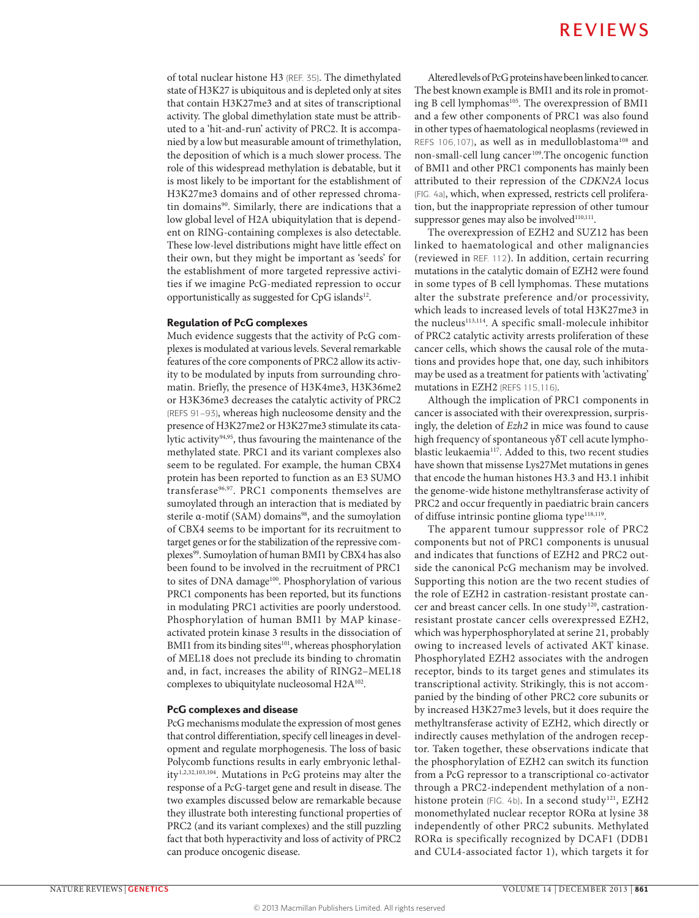of total nuclear histone H3 (REF. 35). The dimethylated state of H3K27 is ubiquitous and is depleted only at sites that contain H3K27me3 and at sites of transcriptional activity. The global dimethylation state must be attributed to a 'hit-and-run' activity of PRC2. It is accompanied by a low but measurable amount of trimethylation, the deposition of which is a much slower process. The role of this widespread methylation is debatable, but it is most likely to be important for the establishment of H3K27me3 domains and of other repressed chromatin domains[90]. Similarly, there are indications that a low global level of H2A ubiquitylation that is dependent on RING-containing complexes is also detectable. These low-level distributions might have little effect on their own, but they might be important as 'seeds' for the establishment of more targeted repressive activities if we imagine PcG-mediated repression to occur opportunistically as suggested for CpG islands[12].

## Regulation of PcG complexes

Much evidence suggests that the activity of PcG complexes is modulated at various levels. Several remarkable features of the core components of PRC2 allow its activity to be modulated by inputs from surrounding chromatin. Briefly, the presence of H3K4me3, H3K36me2 or H3K36me3 decreases the catalytic activity of PRC2 (REFS 91–93), whereas high nucleosome density and the presence of H3K27me2 or H3K27me3 stimulate its catalytic activity[94,95], thus favouring the maintenance of the methylated state. PRC1 and its variant complexes also seem to be regulated. For example, the human CBX4 protein has been reported to function as an E3 SUMO transferase[96,97]. PRC1 components themselves are sumoylated through an interaction that is mediated by sterile α-motif (SAM) domains[98], and the sumoylation of CBX4 seems to be important for its recruitment to target genes or for the stabilization of the repressive complexes[99]. Sumoylation of human BMI1 by CBX4 has also been found to be involved in the recruitment of PRC1 to sites of DNA damage[100]. Phosphorylation of various PRC1 components has been reported, but its functions in modulating PRC1 activities are poorly understood. Phosphorylation of human BMI1 by MAP kinase-activated protein kinase 3 results in the dissociation of BMI1 from its binding sites[101], whereas phosphorylation of MEL18 does not preclude its binding to chromatin and, in fact, increases the ability of RING2–MEL18 complexes to ubiquitylate nucleosomal H2A[102].

## PcG complexes and disease

PcG mechanisms modulate the expression of most genes that control differentiation, specify cell lineages in development and regulate morphogenesis. The loss of basic Polycomb functions results in early embryonic lethality[1,2,32,103,104]. Mutations in PcG proteins may alter the response of a PcG-target gene and result in disease. The two examples discussed below are remarkable because they illustrate both interesting functional properties of PRC2 (and its variant complexes) and the still puzzling fact that both hyperactivity and loss of activity of PRC2 can produce oncogenic disease.

Altered levels of PcG proteins have been linked to cancer. The best known example is BMI1 and its role in promoting B cell lymphomas[105]. The overexpression of BMI1 and a few other components of PRC1 was also found in other types of haematological neoplasms (reviewed in REFS 106,107), as well as in medulloblastoma[108] and non-small-cell lung cancer[109]. The oncogenic function of BMI1 and other PRC1 components has mainly been attributed to their repression of the *CDKN2A* locus (FIG. 4a), which, when expressed, restricts cell proliferation, but the inappropriate repression of other tumour suppressor genes may also be involved[110,111].

The overexpression of EZH2 and SUZ12 has been linked to haematological and other malignancies (reviewed in REF. 112). In addition, certain recurring mutations in the catalytic domain of EZH2 were found in some types of B cell lymphomas. These mutations alter the substrate preference and/or processivity, which leads to increased levels of total H3K27me3 in the nucleus[113,114]. A specific small-molecule inhibitor of PRC2 catalytic activity arrests proliferation of these cancer cells, which shows the causal role of the mutations and provides hope that, one day, such inhibitors may be used as a treatment for patients with 'activating' mutations in EZH2 (REFS 115,116).

Although the implication of PRC1 components in cancer is associated with their overexpression, surprisingly, the deletion of *Ezh2* in mice was found to cause high frequency of spontaneous γδT cell acute lymphoblastic leukaemia[117]. Added to this, two recent studies have shown that missense Lys27Met mutations in genes that encode the human histones H3.3 and H3.1 inhibit the genome-wide histone methyltransferase activity of PRC2 and occur frequently in paediatric brain cancers of diffuse intrinsic pontine glioma type[118,119].

The apparent tumour suppressor role of PRC2 components but not of PRC1 components is unusual and indicates that functions of EZH2 and PRC2 outside the canonical PcG mechanism may be involved. Supporting this notion are the two recent studies of the role of EZH2 in castration-resistant prostate cancer and breast cancer cells. In one study[120], castration-resistant prostate cancer cells overexpressed EZH2, which was hyperphosphorylated at serine 21, probably owing to increased levels of activated AKT kinase. Phosphorylated EZH2 associates with the androgen receptor, binds to its target genes and stimulates its transcriptional activity. Strikingly, this is not accompanied by the binding of other PRC2 core subunits or by increased H3K27me3 levels, but it does require the methyltransferase activity of EZH2, which directly or indirectly causes methylation of the androgen receptor. Taken together, these observations indicate that the phosphorylation of EZH2 can switch its function from a PcG repressor to a transcriptional co-activator through a PRC2-independent methylation of a non-histone protein (FIG. 4b). In a second study[121], EZH2 monomethylated nuclear receptor RORα at lysine 38 independently of other PRC2 subunits. Methylated RORα is specifically recognized by DCAF1 (DDB1 and CUL4-associated factor 1), which targets it for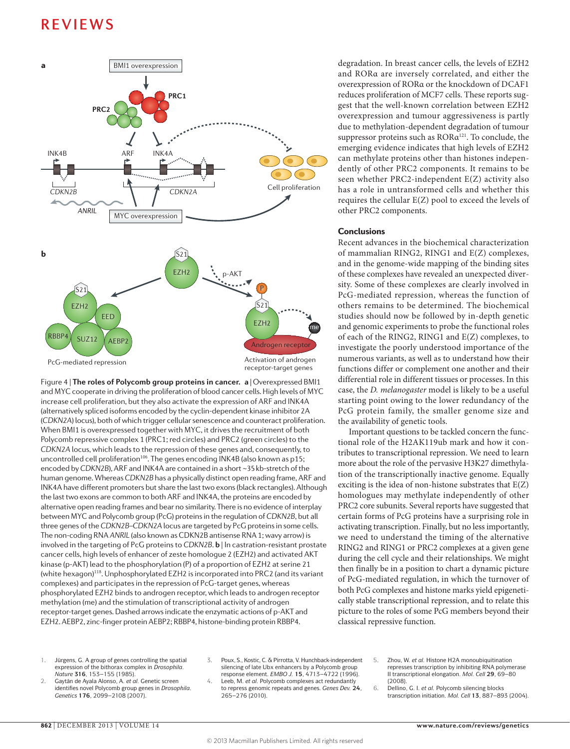Figure 4 | **The roles of Polycomb group proteins in cancer.** **a** | Overexpressed BMI1 and MYC cooperate in driving the proliferation of blood cancer cells. High levels of MYC increase cell proliferation, but they also activate the expression of ARF and INK4A (alternatively spliced isoforms encoded by the cyclin-dependent kinase inhibitor 2A (*CDKN2A*) locus), both of which trigger cellular senescence and counteract proliferation. When BMI1 is overexpressed together with MYC, it drives the recruitment of both Polycomb repressive complex 1 (PRC1; red circles) and PRC2 (green circles) to the *CDKN2A* locus, which leads to the repression of these genes and, consequently, to uncontrolled cell proliferation[106]. The genes encoding INK4B (also known as p15; encoded by *CDKN2B*), ARF and INK4A are contained in a short ~35 kb-stretch of the human genome. Whereas *CDKN2B* has a physically distinct open reading frame, ARF and INK4A have different promoters but share the last two exons (black rectangles). Although the last two exons are common to both ARF and INK4A, the proteins are encoded by alternative open reading frames and bear no similarity. There is no evidence of interplay between MYC and Polycomb group (PcG) proteins in the regulation of *CDKN2B*, but all three genes of the *CDKN2B–CDKN2A* locus are targeted by PcG proteins in some cells. The non-coding RNA *ANRIL* (also known as CDKN2B antisense RNA 1; wavy arrow) is involved in the targeting of PcG proteins to *CDKN2B*. **b** | In castration-resistant prostate cancer cells, high levels of enhancer of zeste homologue 2 (EZH2) and activated AKT kinase (p-AKT) lead to the phosphorylation (P) of a proportion of EZH2 at serine 21 (white hexagon)[118]. Unphosphorylated EZH2 is incorporated into PRC2 (and its variant complexes) and participates in the repression of PcG-target genes, whereas phosphorylated EZH2 binds to androgen receptor, which leads to androgen receptor methylation (me) and the stimulation of transcriptional activity of androgen receptor-target genes. Dashed arrows indicate the enzymatic actions of p-AKT and EZH2. AEBP2, zinc-finger protein AEBP2; RBBP4, histone-binding protein RBBP4.

degradation. In breast cancer cells, the levels of EZH2 and RORα are inversely correlated, and either the overexpression of RORα or the knockdown of DCAF1 reduces proliferation of MCF7 cells. These reports suggest that the well-known correlation between EZH2 overexpression and tumour aggressiveness is partly due to methylation-dependent degradation of tumour suppressor proteins such as RORα[121]. To conclude, the emerging evidence indicates that high levels of EZH2 can methylate proteins other than histones independently of other PRC2 components. It remains to be seen whether PRC2-independent E(Z) activity also has a role in untransformed cells and whether this requires the cellular E(Z) pool to exceed the levels of other PRC2 components.

## Conclusions

Recent advances in the biochemical characterization of mammalian RING2, RING1 and E(Z) complexes, and in the genome-wide mapping of the binding sites of these complexes have revealed an unexpected diversity. Some of these complexes are clearly involved in PcG-mediated repression, whereas the function of others remains to be determined. The biochemical studies should now be followed by in-depth genetic and genomic experiments to probe the functional roles of each of the RING2, RING1 and E(Z) complexes, to investigate the poorly understood importance of the numerous variants, as well as to understand how their functions differ or complement one another and their differential role in different tissues or processes. In this case, the *D. melanogaster* model is likely to be a useful starting point owing to the lower redundancy of the PcG protein family, the smaller genome size and the availability of genetic tools.

Important questions to be tackled concern the functional role of the H2AK119ub mark and how it contributes to transcriptional repression. We need to learn more about the role of the pervasive H3K27 dimethylation of the transcriptionally inactive genome. Equally exciting is the idea of non-histone substrates that E(Z) homologues may methylate independently of other PRC2 core subunits. Several reports have suggested that certain forms of PcG proteins have a surprising role in activating transcription. Finally, but no less importantly, we need to understand the timing of the alternative RING2 and RING1 or PRC2 complexes at a given gene during the cell cycle and their relationships. We might then finally be in a position to chart a dynamic picture of PcG-mediated regulation, in which the turnover of both PcG complexes and histone marks yield epigenetically stable transcriptional repression, and to relate this picture to the roles of some PcG members beyond their classical repressive function.

1. Jürgens, G. A group of genes controlling the spatial expression of the bithorax complex in *Drosophila*. *Nature* **316**, 153–155 (1985).
2. Gaytán de Ayala Alonso, A. *et al.* Genetic screen identifies novel Polycomb group genes in *Drosophila*. *Genetics* **176**, 2099–2108 (2007).
3. Poux, S., Kostic, C. & Pirrotta, V. Hunchback-independent silencing of late Ubx enhancers by a Polycomb group response element. *EMBO J.* **15**, 4713–4722 (1996).
4. Leeb, M. *et al.* Polycomb complexes act redundantly to repress genomic repeats and genes. *Genes Dev.* **24**, 265–276 (2010).
5. Zhou, W. *et al.* Histone H2A monoubiquitination represses transcription by inhibiting RNA polymerase II transcriptional elongation. *Mol. Cell* **29**, 69–80 (2008).
6. Dellino, G. I. *et al.* Polycomb silencing blocks transcription initiation. *Mol. Cell* **13**, 887–893 (2004).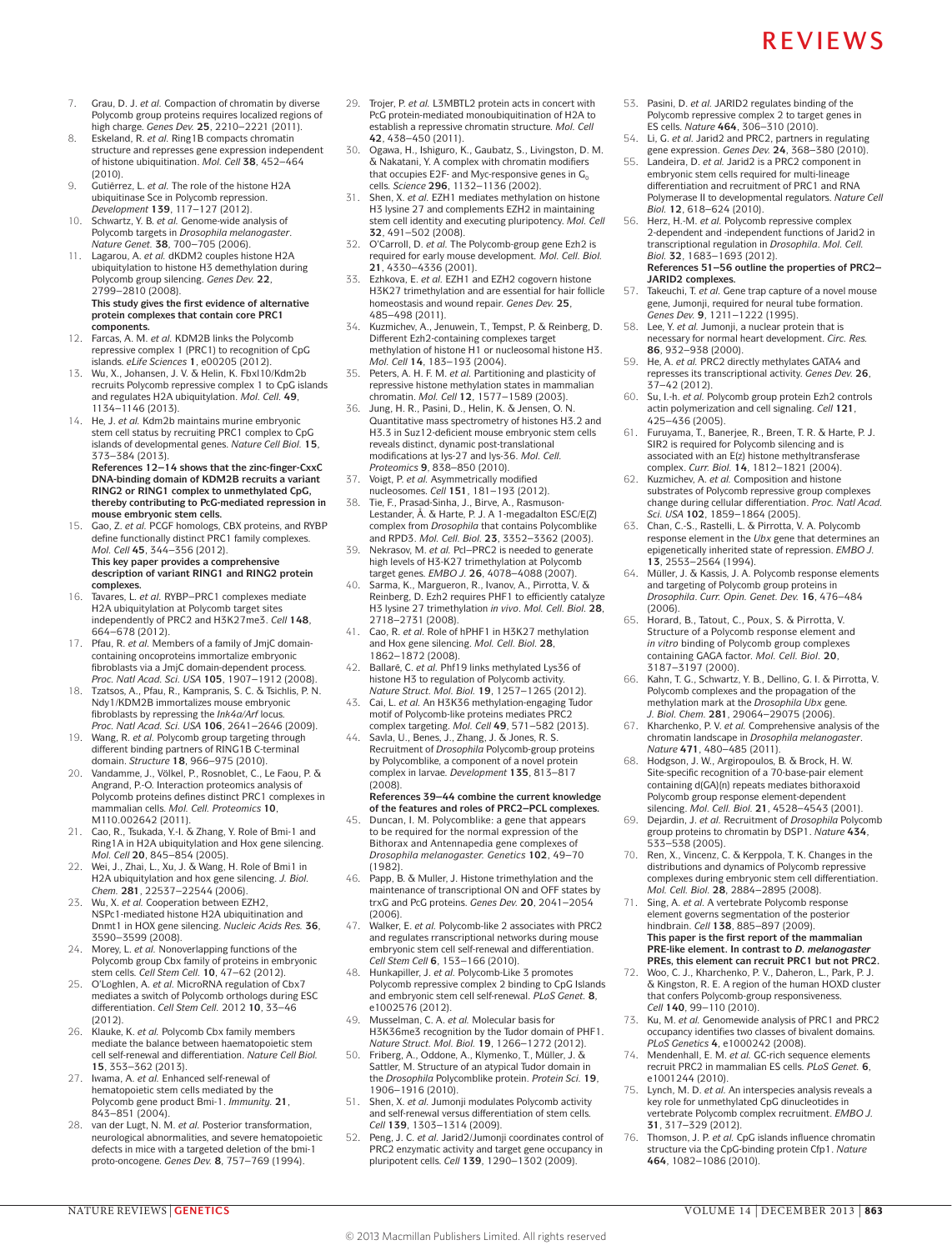7. Grau, D. J. *et al.* Compaction of chromatin by diverse Polycomb group proteins requires localized regions of high charge. *Genes Dev.* **25**, 2210–2221 (2011).
8. Eskeland, R. *et al.* Ring1B compacts chromatin structure and represses gene expression independent of histone ubiquitination. *Mol. Cell* **38**, 452–464 (2010).
9. Gutiérrez, L. *et al.* The role of the histone H2A ubiquitinase Sce in Polycomb repression. *Development* **139**, 117–127 (2012).
10. Schwartz, Y. B. *et al.* Genome-wide analysis of Polycomb targets in *Drosophila melanogaster*. *Nature Genet.* **38**, 700–705 (2006).
11. Lagarou, A. *et al.* dKDM2 couples histone H2A ubiquitylation to histone H3 demethylation during Polycomb group silencing. *Genes Dev.* **22**, 2799–2810 (2008).
**This study gives the first evidence of alternative protein complexes that contain core PRC1 components.**
12. Farcas, A. M. *et al.* KDM2B links the Polycomb repressive complex 1 (PRC1) to recognition of CpG islands. *eLife Sciences* **1**, e00205 (2012).
13. Wu, X., Johansen, J. V. & Helin, K. Fbxl10/Kdm2b recruits Polycomb repressive complex 1 to CpG islands and regulates H2A ubiquitylation. *Mol. Cell.* **49**, 1134–1146 (2013).
14. He, J. *et al.* Kdm2b maintains murine embryonic stem cell status by recruiting PRC1 complex to CpG islands of developmental genes. *Nature Cell Biol.* **15**, 373–384 (2013).
**References 12–14 shows that the zinc-finger-CxxC DNA-binding domain of KDM2B recruits a variant RING2 or RING1 complex to unmethylated CpG, thereby contributing to PcG-mediated repression in mouse embryonic stem cells.**
15. Gao, Z. *et al.* PCGF homologs, CBX proteins, and RYBP define functionally distinct PRC1 family complexes. *Mol. Cell* **45**, 344–356 (2012).
**This key paper provides a comprehensive description of variant RING1 and RING2 protein complexes.**
16. Tavares, L. *et al.* RYBP–PRC1 complexes mediate H2A ubiquitylation at Polycomb target sites independently of PRC2 and H3K27me3. *Cell* **148**, 664–678 (2012).
17. Pfau, R. *et al.* Members of a family of JmjC domain-containing oncoproteins immortalize embryonic fibroblasts via a JmjC domain-dependent process. *Proc. Natl Acad. Sci. USA* **105**, 1907–1912 (2008).
18. Tzatsos, A., Pfau, R., Kampranis, S. C. & Tsichlis, P. N. Ndy1/KDM2B immortalizes mouse embryonic fibroblasts by repressing the *Ink4a/Arf* locus. *Proc. Natl Acad. Sci. USA* **106**, 2641–2646 (2009).
19. Wang, R. *et al.* Polycomb group targeting through different binding partners of RING1B C-terminal domain. *Structure* **18**, 966–975 (2010).
20. Vandamme, J., Völkel, P., Rosnoblet, C., Le Faou, P. & Angrand, P.-O. Interaction proteomics analysis of Polycomb proteins defines distinct PRC1 complexes in mammalian cells. *Mol. Cell. Proteomics* **10**, M110.002642 (2011).
21. Cao, R., Tsukada, Y.-I. & Zhang, Y. Role of Bmi-1 and Ring1A in H2A ubiquitylation and Hox gene silencing. *Mol. Cell* **20**, 845–854 (2005).
22. Wei, J., Zhai, L., Xu, J. & Wang, H. Role of Bmi1 in H2A ubiquitylation and hox gene silencing. *J. Biol. Chem.* **281**, 22537–22544 (2006).
23. Wu, X. *et al.* Cooperation between EZH2, NSPc1-mediated histone H2A ubiquitination and Dnmt1 in HOX gene silencing. *Nucleic Acids Res.* **36**, 3590–3599 (2008).
24. Morey, L. *et al.* Nonoverlapping functions of the Polycomb group Cbx family of proteins in embryonic stem cells. *Cell Stem Cell.* **10**, 47–62 (2012).
25. O'Loghlen, A. *et al.* MicroRNA regulation of Cbx7 mediates a switch of Polycomb orthologs during ESC differentiation. *Cell Stem Cell.* 2012 **10**, 33–46 (2012).
26. Klauke, K. *et al.* Polycomb Cbx family members mediate the balance between haematopoietic stem cell self-renewal and differentiation. *Nature Cell Biol.* **15**, 353–362 (2013).
27. Iwama, A. *et al.* Enhanced self-renewal of hematopoietic stem cells mediated by the Polycomb gene product Bmi-1. *Immunity.* **21**, 843–851 (2004).
28. van der Lugt, N. M. *et al.* Posterior transformation, neurological abnormalities, and severe hematopoietic defects in mice with a targeted deletion of the bmi-1 proto-oncogene. *Genes Dev.* **8**, 757–769 (1994).
29. Trojer, P. *et al.* L3MBTL2 protein acts in concert with PcG protein-mediated monoubiquitination of H2A to establish a repressive chromatin structure. *Mol. Cell* **42**, 438–450 (2011).
30. Ogawa, H., Ishiguro, K., Gaubatz, S., Livingston, D. M. & Nakatani, Y. A complex with chromatin modifiers that occupies E2F- and Myc-responsive genes in $G_0$ cells. *Science* **296**, 1132–1136 (2002).
31. Shen, X. *et al.* EZH1 mediates methylation on histone H3 lysine 27 and complements EZH2 in maintaining stem cell identity and executing pluripotency. *Mol. Cell* **32**, 491–502 (2008).
32. O'Carroll, D. *et al.* The Polycomb-group gene Ezh2 is required for early mouse development. *Mol. Cell. Biol.* **21**, 4330–4336 (2001).
33. Ezhkova, E. *et al.* EZH1 and EZH2 cogovern histone H3K27 trimethylation and are essential for hair follicle homeostasis and wound repair. *Genes Dev.* **25**, 485–498 (2011).
34. Kuzmichev, A., Jenuwein, T., Tempst, P. & Reinberg, D. Different Ezh2-containing complexes target methylation of histone H1 or nucleosomal histone H3. *Mol. Cell* **14**, 183–193 (2004).
35. Peters, A. H. F. M. *et al.* Partitioning and plasticity of repressive histone methylation states in mammalian chromatin. *Mol. Cell* **12**, 1577–1589 (2003).
36. Jung, H. R., Pasini, D., Helin, K. & Jensen, O. N. Quantitative mass spectrometry of histones H3.2 and H3.3 in Suz12-deficient mouse embryonic stem cells reveals distinct, dynamic post-translational modifications at lys-27 and lys-36. *Mol. Cell. Proteomics* **9**, 838–850 (2010).
37. Voigt, P. *et al.* Asymmetrically modified nucleosomes. *Cell* **151**, 181–193 (2012).
38. Tie, F., Prasad-Sinha, J., Birve, A., Rasmuson-Lestander, Å. & Harte, P. J. A 1-megadalton ESC/E(Z) complex from *Drosophila* that contains Polycomblike and RPD3. *Mol. Cell. Biol.* **23**, 3352–3362 (2003).
39. Nekrasov, M. *et al.* Pcl–PRC2 is needed to generate high levels of H3-K27 trimethylation at Polycomb target genes. *EMBO J.* **26**, 4078–4088 (2007).
40. Sarma, K., Margueron, R., Ivanov, A., Pirrotta, V. & Reinberg, D. Ezh2 requires PHF1 to efficiently catalyze H3 lysine 27 trimethylation *in vivo*. *Mol. Cell. Biol.* **28**, 2718–2731 (2008).
41. Cao, R. *et al.* Role of hPHF1 in H3K27 methylation and Hox gene silencing. *Mol. Cell. Biol.* **28**, 1862–1872 (2008).
42. Ballaré, C. *et al.* Phf19 links methylated Lys36 of histone H3 to regulation of Polycomb activity. *Nature Struct. Mol. Biol.* **19**, 1257–1265 (2012).
43. Cai, L. *et al.* An H3K36 methylation-engaging Tudor motif of Polycomb-like proteins mediates PRC2 complex targeting. *Mol. Cell* **49**, 571–582 (2013).
44. Savla, U., Benes, J., Zhang, J. & Jones, R. S. Recruitment of *Drosophila* Polycomb-group proteins by Polycomblike, a component of a novel protein complex in larvae. *Development* **135**, 813–817 (2008).
**References 39–44 combine the current knowledge of the features and roles of PRC2–PCL complexes.**
45. Duncan, I. M. Polycomblike: a gene that appears to be required for the normal expression of the Bithorax and Antennapedia gene complexes of *Drosophila melanogaster*. *Genetics* **102**, 49–70 (1982).
46. Papp, B. & Muller, J. Histone trimethylation and the maintenance of transcriptional ON and OFF states by trxG and PcG proteins. *Genes Dev.* **20**, 2041–2054 (2006).
47. Walker, E. *et al.* Polycomb-like 2 associates with PRC2 and regulates rranscriptional networks during mouse embryonic stem cell self-renewal and differentiation. *Cell Stem Cell* **6**, 153–166 (2010).
48. Hunkapiller, J. *et al.* Polycomb-Like 3 promotes Polycomb repressive complex 2 binding to CpG Islands and embryonic stem cell self-renewal. *PLoS Genet.* **8**, e1002576 (2012).
49. Musselman, C. A. *et al.* Molecular basis for H3K36me3 recognition by the Tudor domain of PHF1. *Nature Struct. Mol. Biol.* **19**, 1266–1272 (2012).
50. Friberg, A., Oddone, A., Klymenko, T., Müller, J. & Sattler, M. Structure of an atypical Tudor domain in the *Drosophila* Polycomblike protein. *Protein Sci.* **19**, 1906–1916 (2010).
51. Shen, X. *et al.* Jumonji modulates Polycomb activity and self-renewal versus differentiation of stem cells. *Cell* **139**, 1303–1314 (2009).
52. Peng, J. C. *et al.* Jarid2/Jumonji coordinates control of PRC2 enzymatic activity and target gene occupancy in pluripotent cells. *Cell* **139**, 1290–1302 (2009).
53. Pasini, D. *et al.* JARID2 regulates binding of the Polycomb repressive complex 2 to target genes in ES cells. *Nature* **464**, 306–310 (2010).
54. Li, G. *et al.* Jarid2 and PRC2, partners in regulating gene expression. *Genes Dev.* **24**, 368–380 (2010).
55. Landeira, D. *et al.* Jarid2 is a PRC2 component in embryonic stem cells required for multi-lineage differentiation and recruitment of PRC1 and RNA Polymerase II to developmental regulators. *Nature Cell Biol.* **12**, 618–624 (2010).
56. Herz, H.-M. *et al.* Polycomb repressive complex 2-dependent and -independent functions of Jarid2 in transcriptional regulation in *Drosophila*. *Mol. Cell. Biol.* **32**, 1683–1693 (2012).
**References 51–56 outline the properties of PRC2–JARID2 complexes.**
57. Takeuchi, T. *et al.* Gene trap capture of a novel mouse gene, Jumonji, required for neural tube formation. *Genes Dev.* **9**, 1211–1222 (1995).
58. Lee, Y. *et al.* Jumonji, a nuclear protein that is necessary for normal heart development. *Circ. Res.* **86**, 932–938 (2000).
59. He, A. *et al.* PRC2 directly methylates GATA4 and represses its transcriptional activity. *Genes Dev.* **26**, 37–42 (2012).
60. Su, I.-h. *et al.* Polycomb group protein Ezh2 controls actin polymerization and cell signaling. *Cell* **121**, 425–436 (2005).
61. Furuyama, T., Banerjee, R., Breen, T. R. & Harte, P. J. SIR2 is required for Polycomb silencing and is associated with an E(z) histone methyltransferase complex. *Curr. Biol.* **14**, 1812–1821 (2004).
62. Kuzmichev, A. *et al.* Composition and histone substrates of Polycomb repressive group complexes change during cellular differentiation. *Proc. Natl Acad. Sci. USA* **102**, 1859–1864 (2005).
63. Chan, C.-S., Rastelli, L. & Pirrotta, V. A. Polycomb response element in the *Ubx* gene that determines an epigenetically inherited state of repression. *EMBO J.* **13**, 2553–2564 (1994).
64. Müller, J. & Kassis, J. A. Polycomb response elements and targeting of Polycomb group proteins in *Drosophila*. *Curr. Opin. Genet. Dev.* **16**, 476–484 (2006).
65. Horard, B., Tatout, C., Poux, S. & Pirrotta, V. Structure of a Polycomb response element and *in vitro* binding of Polycomb group complexes containing GAGA factor. *Mol. Cell. Biol.* **20**, 3187–3197 (2000).
66. Kahn, T. G., Schwartz, Y. B., Dellino, G. I. & Pirrotta, V. Polycomb complexes and the propagation of the methylation mark at the *Drosophila Ubx* gene. *J. Biol. Chem.* **281**, 29064–29075 (2006).
67. Kharchenko, P. V. *et al.* Comprehensive analysis of the chromatin landscape in *Drosophila melanogaster*. *Nature* **471**, 480–485 (2011).
68. Hodgson, J. W., Argiropoulos, B. & Brock, H. W. Site-specific recognition of a 70-base-pair element containing d(GA)(n) repeats mediates bithoraxoid Polycomb group response element-dependent silencing. *Mol. Cell. Biol.* **21**, 4528–4543 (2001).
69. Dejardin, J. *et al.* Recruitment of *Drosophila* Polycomb group proteins to chromatin by DSP1. *Nature* **434**, 533–538 (2005).
70. Ren, X., Vincenz, C. & Kerppola, T. K. Changes in the distributions and dynamics of Polycomb repressive complexes during embryonic stem cell differentiation. *Mol. Cell. Biol.* **28**, 2884–2895 (2008).
71. Sing, A. *et al.* A vertebrate Polycomb response element governs segmentation of the posterior hindbrain. *Cell* **138**, 885–897 (2009).
**This paper is the first report of the mammalian PRE-like element. In contrast to *D. melanogaster* PREs, this element can recruit PRC1 but not PRC2.**
72. Woo, C. J., Kharchenko, P. V., Daheron, L., Park, P. J. & Kingston, R. E. A region of the human HOXD cluster that confers Polycomb-group responsiveness. *Cell* **140**, 99–110 (2010).
73. Ku, M. *et al.* Genomewide analysis of PRC1 and PRC2 occupancy identifies two classes of bivalent domains. *PLoS Genetics* **4**, e1000242 (2008).
74. Mendenhall, E. M. *et al.* GC-rich sequence elements recruit PRC2 in mammalian ES cells. *PLoS Genet.* **6**, e1001244 (2010).
75. Lynch, M. D. *et al.* An interspecies analysis reveals a key role for unmethylated CpG dinucleotides in vertebrate Polycomb complex recruitment. *EMBO J.* **31**, 317–329 (2012).
76. Thomson, J. P. *et al.* CpG islands influence chromatin structure via the CpG-binding protein Cfp1. *Nature* **464**, 1082–1086 (2010).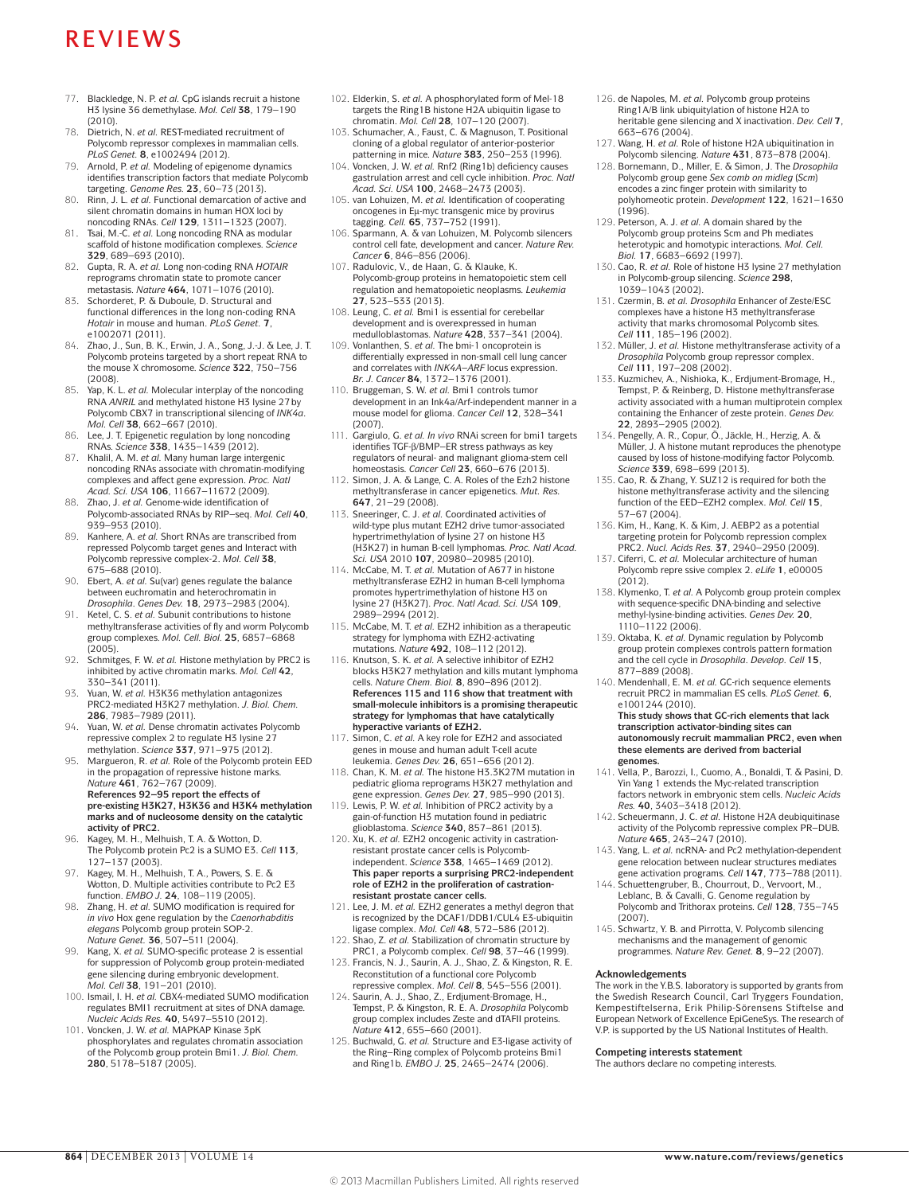77. Blackledge, N. P. *et al.* CpG islands recruit a histone H3 lysine 36 demethylase. *Mol. Cell* **38**, 179–190 (2010).
78. Dietrich, N. *et al.* REST-mediated recruitment of Polycomb repressor complexes in mammalian cells. *PLoS Genet.* **8**, e1002494 (2012).
79. Arnold, P. *et al.* Modeling of epigenome dynamics identifies transcription factors that mediate Polycomb targeting. *Genome Res.* **23**, 60–73 (2013).
80. Rinn, J. L. *et al.* Functional demarcation of active and silent chromatin domains in human HOX loci by noncoding RNAs. *Cell* **129**, 1311–1323 (2007).
81. Tsai, M.-C. *et al.* Long noncoding RNA as modular scaffold of histone modification complexes. *Science* **329**, 689–693 (2010).
82. Gupta, R. A. *et al.* Long non-coding RNA *HOTAIR* reprograms chromatin state to promote cancer metastasis. *Nature* **464**, 1071–1076 (2010).
83. Schorderet, P. & Duboule, D. Structural and functional differences in the long non-coding RNA *Hotair* in mouse and human. *PLoS Genet.* **7**, e1002071 (2011).
84. Zhao, J., Sun, B. K., Erwin, J. A., Song, J.-J. & Lee, J. T. Polycomb proteins targeted by a short repeat RNA to the mouse X chromosome. *Science* **322**, 750–756 (2008).
85. Yap, K. L. *et al.* Molecular interplay of the noncoding RNA *ANRIL* and methylated histone H3 lysine 27 by Polycomb CBX7 in transcriptional silencing of *INK4a*. *Mol. Cell* **38**, 662–667 (2010).
86. Lee, J. T. Epigenetic regulation by long noncoding RNAs. *Science* **338**, 1435–1439 (2012).
87. Khalil, A. M. *et al.* Many human large intergenic noncoding RNAs associate with chromatin-modifying complexes and affect gene expression. *Proc. Natl Acad. Sci. USA* **106**, 11667–11672 (2009).
88. Zhao, J. *et al.* Genome-wide identification of Polycomb-associated RNAs by RIP–seq. *Mol. Cell* **40**, 939–953 (2010).
89. Kanhere, A. *et al.* Short RNAs are transcribed from repressed Polycomb target genes and Interact with Polycomb repressive complex-2. *Mol. Cell* **38**, 675–688 (2010).
90. Ebert, A. *et al.* Su(var) genes regulate the balance between euchromatin and heterochromatin in *Drosophila*. *Genes Dev.* **18**, 2973–2983 (2004).
91. Ketel, C. S. *et al.* Subunit contributions to histone methyltransferase activities of fly and worm Polycomb group complexes. *Mol. Cell. Biol.* **25**, 6857–6868 (2005).
92. Schmitges, F. W. *et al.* Histone methylation by PRC2 is inhibited by active chromatin marks. *Mol. Cell* **42**, 330–341 (2011).
93. Yuan, W. *et al.* H3K36 methylation antagonizes PRC2-mediated H3K27 methylation. *J. Biol. Chem.* **286**, 7983–7989 (2011).
94. Yuan, W. *et al.* Dense chromatin activates Polycomb repressive complex 2 to regulate H3 lysine 27 methylation. *Science* **337**, 971–975 (2012).
95. Margueron, R. *et al.* Role of the Polycomb protein EED in the propagation of repressive histone marks. *Nature* **461**, 762–767 (2009).
**References 92–95 report the effects of pre-existing H3K27, H3K36 and H3K4 methylation marks and of nucleosome density on the catalytic activity of PRC2.**
96. Kagey, M. H., Melhuish, T. A. & Wotton, D. The Polycomb protein Pc2 is a SUMO E3. *Cell* **113**, 127–137 (2003).
97. Kagey, M. H., Melhuish, T. A., Powers, S. E. & Wotton, D. Multiple activities contribute to Pc2 E3 function. *EMBO J.* **24**, 108–119 (2005).
98. Zhang, H. *et al.* SUMO modification is required for *in vivo* Hox gene regulation by the *Caenorhabditis elegans* Polycomb group protein SOP-2. *Nature Genet.* **36**, 507–511 (2004).
99. Kang, X. *et al.* SUMO-specific protease 2 is essential for suppression of Polycomb group protein-mediated gene silencing during embryonic development. *Mol. Cell* **38**, 191–201 (2010).
100. Ismail, I. H. *et al.* CBX4-mediated SUMO modification regulates BMI1 recruitment at sites of DNA damage. *Nucleic Acids Res.* **40**, 5497–5510 (2012).
101. Voncken, J. W. *et al.* MAPKAP Kinase 3pK phosphorylates and regulates chromatin association of the Polycomb group protein Bmi1. *J. Biol. Chem.* **280**, 5178–5187 (2005).
102. Elderkin, S. *et al.* A phosphorylated form of Mel-18 targets the Ring1B histone H2A ubiquitin ligase to chromatin. *Mol. Cell* **28**, 107–120 (2007).
103. Schumacher, A., Faust, C. & Magnuson, T. Positional cloning of a global regulator of anterior-posterior patterning in mice. *Nature* **383**, 250–253 (1996).
104. Voncken, J. W. *et al.* Rnf2 (Ring1b) deficiency causes gastrulation arrest and cell cycle inhibition. *Proc. Natl Acad. Sci. USA* **100**, 2468–2473 (2003).
105. van Lohuizen, M. *et al.* Identification of cooperating oncogenes in Eμ-myc transgenic mice by provirus tagging. *Cell.* **65**, 737–752 (1991).
106. Sparmann, A. & van Lohuizen, M. Polycomb silencers control cell fate, development and cancer. *Nature Rev. Cancer* **6**, 846–856 (2006).
107. Radulovic, V., de Haan, G. & Klauke, K. Polycomb-group proteins in hematopoietic stem cell regulation and hematopoietic neoplasms. *Leukemia* **27**, 523–533 (2013).
108. Leung, C. *et al.* Bmi1 is essential for cerebellar development and is overexpressed in human medulloblastomas. *Nature* **428**, 337–341 (2004).
109. Vonlanthen, S. *et al.* The bmi-1 oncoprotein is differentially expressed in non-small cell lung cancer and correlates with *INK4A–ARF* locus expression. *Br. J. Cancer* **84**, 1372–1376 (2001).
110. Bruggeman, S. W. *et al.* Bmi1 controls tumor development in an Ink4a/Arf-independent manner in a mouse model for glioma. *Cancer Cell* **12**, 328–341 (2007).
111. Gargiulo, G. *et al.* *In vivo* RNAi screen for bmi1 targets identifies TGF-β/BMP–ER stress pathways as key regulators of neural- and malignant glioma-stem cell homeostasis. *Cancer Cell* **23**, 660–676 (2013).
112. Simon, J. A. & Lange, C. A. Roles of the Ezh2 histone methyltransferase in cancer epigenetics. *Mut. Res.* **647**, 21–29 (2008).
113. Sneeringer, C. J. *et al.* Coordinated activities of wild-type plus mutant EZH2 drive tumor-associated hypertrimethylation of lysine 27 on histone H3 (H3K27) in human B-cell lymphomas. *Proc. Natl Acad. Sci. USA* 2010 **107**, 20980–20985 (2010).
114. McCabe, M. T. *et al.* Mutation of A677 in histone methyltransferase EZH2 in human B-cell lymphoma promotes hypertrimethylation of histone H3 on lysine 27 (H3K27). *Proc. Natl Acad. Sci. USA* **109**, 2989–2994 (2012).
115. McCabe, M. T. *et al.* EZH2 inhibition as a therapeutic strategy for lymphoma with EZH2-activating mutations. *Nature* **492**, 108–112 (2012).
116. Knutson, S. K. *et al.* A selective inhibitor of EZH2 blocks H3K27 methylation and kills mutant lymphoma cells. *Nature Chem. Biol.* **8**, 890–896 (2012).
**References 115 and 116 show that treatment with small-molecule inhibitors is a promising therapeutic strategy for lymphomas that have catalytically hyperactive variants of EZH2.**
117. Simon, C. *et al.* A key role for EZH2 and associated genes in mouse and human adult T-cell acute leukemia. *Genes Dev.* **26**, 651–656 (2012).
118. Chan, K. M. *et al.* The histone H3.3K27M mutation in pediatric glioma reprograms H3K27 methylation and gene expression. *Genes Dev.* **27**, 985–990 (2013).
119. Lewis, P. W. *et al.* Inhibition of PRC2 activity by a gain-of-function H3 mutation found in pediatric glioblastoma. *Science* **340**, 857–861 (2013).
120. Xu, K. *et al.* EZH2 oncogenic activity in castration-resistant prostate cancer cells is Polycomb-independent. *Science* **338**, 1465–1469 (2012).
**This paper reports a surprising PRC2-independent role of EZH2 in the proliferation of castration-resistant prostate cancer cells.**
121. Lee, J. M. *et al.* EZH2 generates a methyl degron that is recognized by the DCAF1/DDB1/CUL4 E3-ubiquitin ligase complex. *Mol. Cell* **48**, 572–586 (2012).
122. Shao, Z. *et al.* Stabilization of chromatin structure by PRC1, a Polycomb complex. *Cell* **98**, 37–46 (1999).
123. Francis, N. J., Saurin, A. J., Shao, Z. & Kingston, R. E. Reconstitution of a functional core Polycomb repressive complex. *Mol. Cell* **8**, 545–556 (2001).
124. Saurin, A. J., Shao, Z., Erdjument-Bromage, H., Tempst, P. & Kingston, R. E. A. *Drosophila* Polycomb group complex includes Zeste and dTAFII proteins. *Nature* **412**, 655–660 (2001).
125. Buchwald, G. *et al.* Structure and E3-ligase activity of the Ring–Ring complex of Polycomb proteins Bmi1 and Ring1b. *EMBO J.* **25**, 2465–2474 (2006).
126. de Napoles, M. *et al.* Polycomb group proteins Ring1A/B link ubiquitylation of histone H2A to heritable gene silencing and X inactivation. *Dev. Cell* **7**, 663–676 (2004).
127. Wang, H. *et al.* Role of histone H2A ubiquitination in Polycomb silencing. *Nature* **431**, 873–878 (2004).
128. Bornemann, D., Miller, E. & Simon, J. The *Drosophila* Polycomb group gene *Sex comb on midleg* (*Scm*) encodes a zinc finger protein with similarity to polyhomeotic protein. *Development* **122**, 1621–1630 (1996).
129. Peterson, A. J. *et al.* A domain shared by the Polycomb group proteins Scm and Ph mediates heterotypic and homotypic interactions. *Mol. Cell. Biol.* **17**, 6683–6692 (1997).
130. Cao, R. *et al.* Role of histone H3 lysine 27 methylation in Polycomb-group silencing. *Science* **298**, 1039–1043 (2002).
131. Czermin, B. *et al.* *Drosophila* Enhancer of Zeste/ESC complexes have a histone H3 methyltransferase activity that marks chromosomal Polycomb sites. *Cell* **111**, 185–196 (2002).
132. Müller, J. *et al.* Histone methyltransferase activity of a *Drosophila* Polycomb group repressor complex. *Cell* **111**, 197–208 (2002).
133. Kuzmichev, A., Nishioka, K., Erdjument-Bromage, H., Tempst, P. & Reinberg, D. Histone methyltransferase activity associated with a human multiprotein complex containing the Enhancer of zeste protein. *Genes Dev.* **22**, 2893–2905 (2002).
134. Pengelly, A. R., Copur, Ö., Jäckle, H., Herzig, A. & Müller, J. A histone mutant reproduces the phenotype caused by loss of histone-modifying factor Polycomb. *Science* **339**, 698–699 (2013).
135. Cao, R. & Zhang, Y. SUZ12 is required for both the histone methyltransferase activity and the silencing function of the EED–EZH2 complex. *Mol. Cell* **15**, 57–67 (2004).
136. Kim, H., Kang, K. & Kim, J. AEBP2 as a potential targeting protein for Polycomb repression complex PRC2. *Nucl. Acids Res.* **37**, 2940–2950 (2009).
137. Ciferri, C. *et al.* Molecular architecture of human Polycomb repre ssive complex 2. *eLife* **1**, e00005 (2012).
138. Klymenko, T. *et al.* A Polycomb group protein complex with sequence-specific DNA-binding and selective methyl-lysine-binding activities. *Genes Dev.* **20**, 1110–1122 (2006).
139. Oktaba, K. *et al.* Dynamic regulation by Polycomb group protein complexes controls pattern formation and the cell cycle in *Drosophila*. *Develop. Cell* **15**, 877–889 (2008).
140. Mendenhall, E. M. *et al.* GC-rich sequence elements recruit PRC2 in mammalian ES cells. *PLoS Genet.* **6**, e1001244 (2010).
**This study shows that GC-rich elements that lack transcription activator-binding sites can autonomously recruit mammalian PRC2, even when these elements are derived from bacterial genomes.**
141. Vella, P., Barozzi, I., Cuomo, A., Bonaldi, T. & Pasini, D. Yin Yang 1 extends the Myc-related transcription factors network in embryonic stem cells. *Nucleic Acids Res.* **40**, 3403–3418 (2012).
142. Scheuermann, J. C. *et al.* Histone H2A deubiquitinase activity of the Polycomb repressive complex PR–DUB. *Nature* **465**, 243–247 (2010).
143. Yang, L. *et al.* ncRNA- and Pc2 methylation-dependent gene relocation between nuclear structures mediates gene activation programs. *Cell* **147**, 773–788 (2011).
144. Schuettengruber, B., Chourrout, D., Vervoort, M., Leblanc, B. & Cavalli, G. Genome regulation by Polycomb and Trithorax proteins. *Cell* **128**, 735–745 (2007).
145. Schwartz, Y. B. and Pirrotta, V. Polycomb silencing mechanisms and the management of genomic programmes. *Nature Rev. Genet.* **8**, 9–22 (2007).

### Acknowledgements

The work in the Y.B.S. laboratory is supported by grants from the Swedish Research Council, Carl Tryggers Foundation, Kempestiftelserna, Erik Philip-Sörensens Stiftelse and European Network of Excellence EpiGeneSys. The research of V.P. is supported by the US National Institutes of Health.

### Competing interests statement

The authors declare no competing interests.